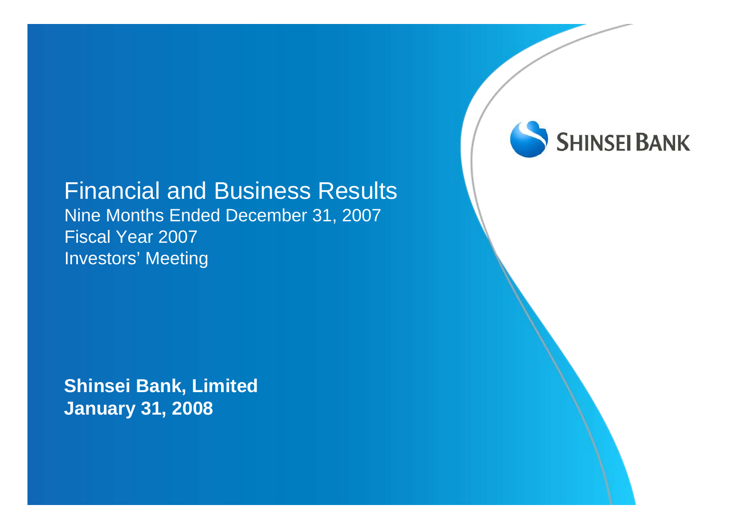SHINSEI BANK

# Financial and Business Results

Nine Months Ended December 31, 2007

Fiscal Year 2007

Investors' Meeting

**Shinsei Bank, Limited**

**January 31, 2008**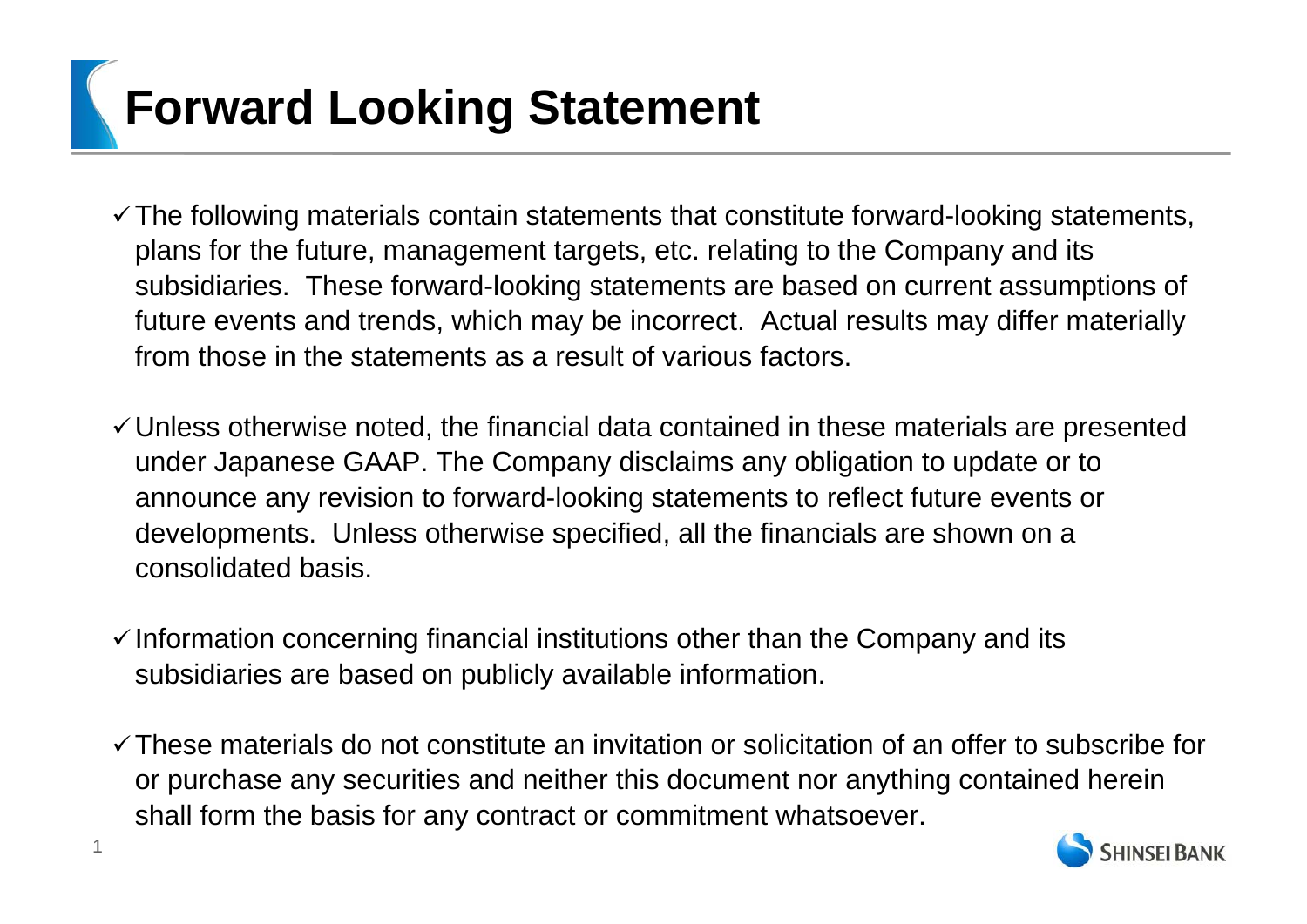# Forward Looking Statement

- ✓ The following materials contain statements that constitute forward-looking statements, plans for the future, management targets, etc. relating to the Company and its subsidiaries. These forward-looking statements are based on current assumptions of future events and trends, which may be incorrect. Actual results may differ materially from those in the statements as a result of various factors.

- ✓ Unless otherwise noted, the financial data contained in these materials are presented under Japanese GAAP. The Company disclaims any obligation to update or to announce any revision to forward-looking statements to reflect future events or developments. Unless otherwise specified, all the financials are shown on a consolidated basis.

- ✓ Information concerning financial institutions other than the Company and its subsidiaries are based on publicly available information.

- ✓ These materials do not constitute an invitation or solicitation of an offer to subscribe for or purchase any securities and neither this document nor anything contained herein shall form the basis for any contract or commitment whatsoever.

SHINSEI BANK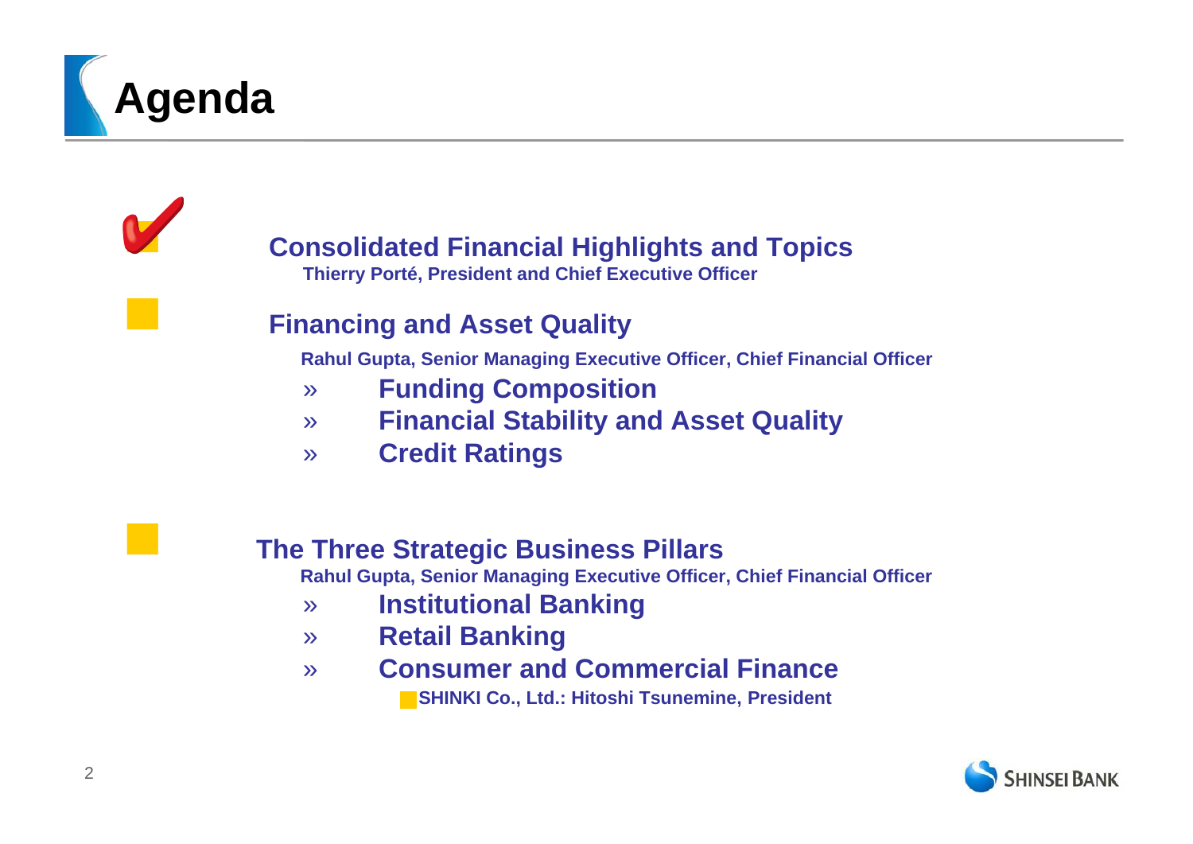# Agenda

## Consolidated Financial Highlights and Topics

**Thierry Porté, President and Chief Executive Officer**

## Financing and Asset Quality

**Rahul Gupta, Senior Managing Executive Officer, Chief Financial Officer**

- » **Funding Composition**
- » **Financial Stability and Asset Quality**
- » **Credit Ratings**

## The Three Strategic Business Pillars

**Rahul Gupta, Senior Managing Executive Officer, Chief Financial Officer**

- » **Institutional Banking**
- » **Retail Banking**
- » **Consumer and Commercial Finance**
  - **SHINKI Co., Ltd.: Hitoshi Tsunemine, President**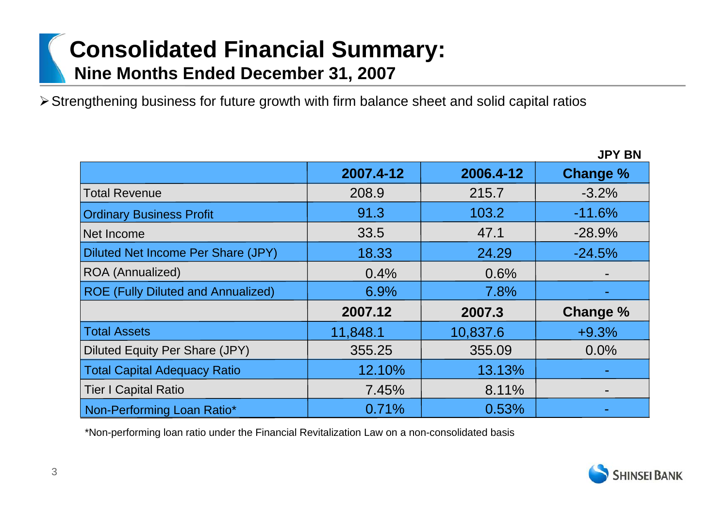# Consolidated Financial Summary:

## Nine Months Ended December 31, 2007

- Strengthening business for future growth with firm balance sheet and solid capital ratios

JPY BN

| | 2007.4-12 | 2006.4-12 | Change % |
|---|---|---|---|
| Total Revenue | 208.9 | 215.7 | -3.2% |
| Ordinary Business Profit | 91.3 | 103.2 | -11.6% |
| Net Income | 33.5 | 47.1 | -28.9% |
| Diluted Net Income Per Share (JPY) | 18.33 | 24.29 | -24.5% |
| ROA (Annualized) | 0.4% | 0.6% | - |
| ROE (Fully Diluted and Annualized) | 6.9% | 7.8% | - |
| | **2007.12** | **2007.3** | **Change %** |
| Total Assets | 11,848.1 | 10,837.6 | +9.3% |
| Diluted Equity Per Share (JPY) | 355.25 | 355.09 | 0.0% |
| Total Capital Adequacy Ratio | 12.10% | 13.13% | - |
| Tier I Capital Ratio | 7.45% | 8.11% | - |
| Non-Performing Loan Ratio* | 0.71% | 0.53% | - |

*Non-performing loan ratio under the Financial Revitalization Law on a non-consolidated basis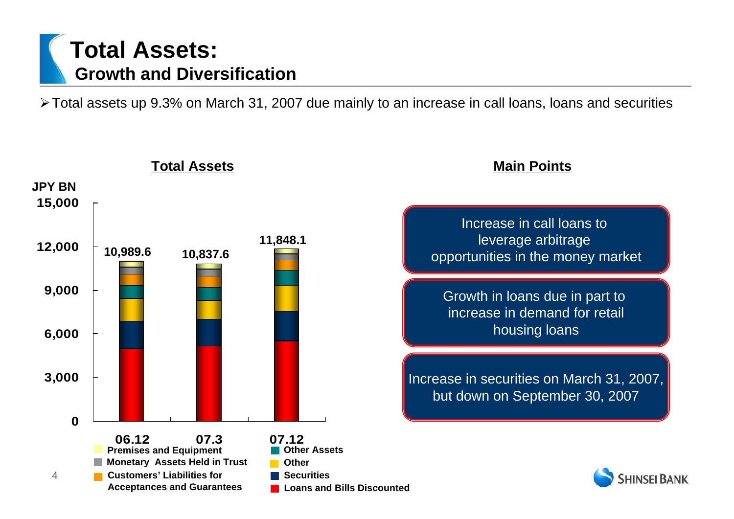# Total Assets:
## Growth and Diversification

- Total assets up 9.3% on March 31, 2007 due mainly to an increase in call loans, loans and securities

### Total Assets

JPY BN

| | 06.12 | 07.3 | 07.12 |
|---|---|---|---|
| Total | 10,989.6 | 10,837.6 | 11,848.1 |

Legend: Premises and Equipment; Monetary Assets Held in Trust; Customers' Liabilities for Acceptances and Guarantees; Other Assets; Other; Securities; Loans and Bills Discounted

### Main Points

- Increase in call loans to leverage arbitrage opportunities in the money market
- Growth in loans due in part to increase in demand for retail housing loans
- Increase in securities on March 31, 2007, but down on September 30, 2007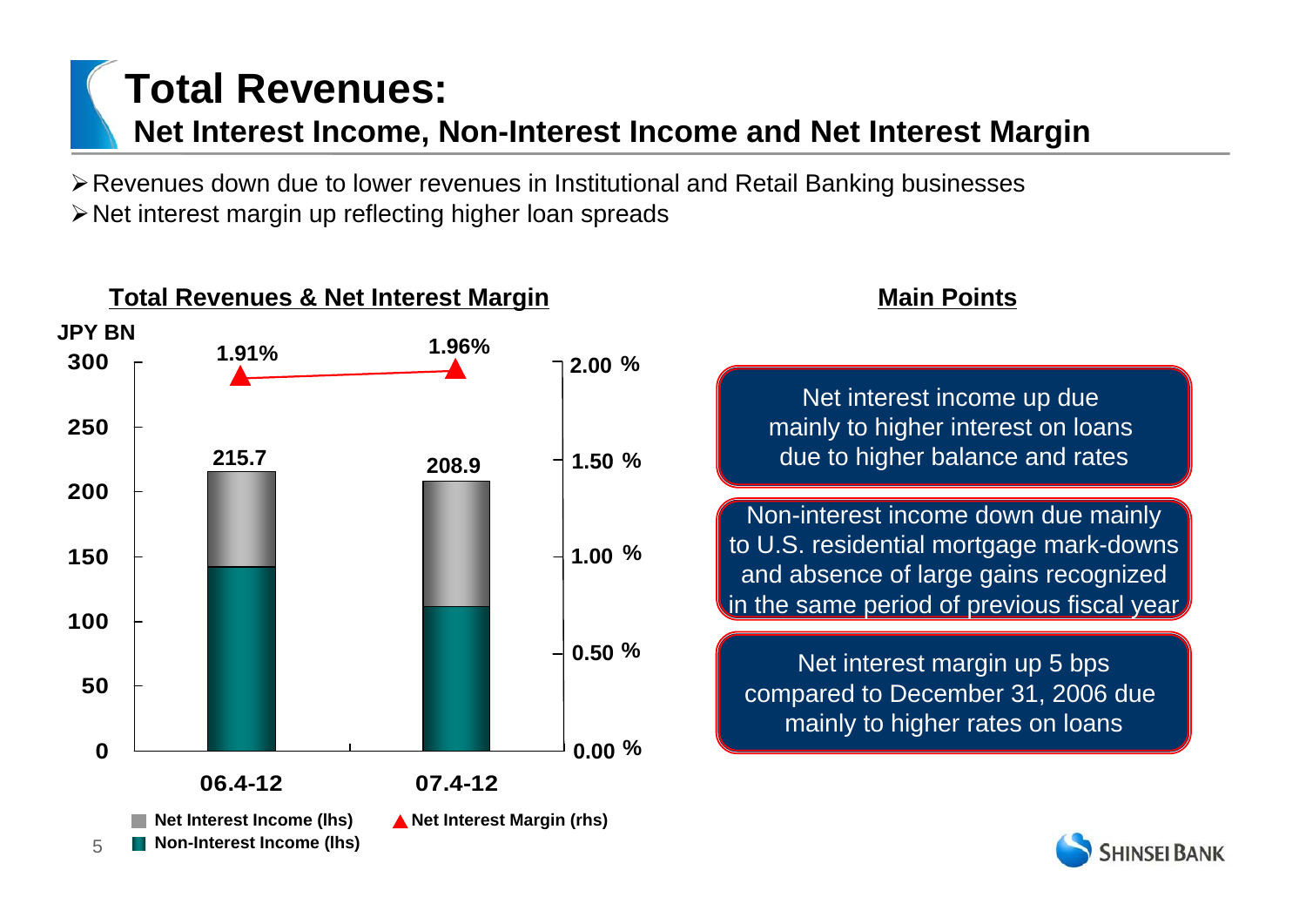# Total Revenues:

## Net Interest Income, Non-Interest Income and Net Interest Margin

- Revenues down due to lower revenues in Institutional and Retail Banking businesses
- Net interest margin up reflecting higher loan spreads

### Total Revenues & Net Interest Margin

JPY BN

| | 06.4-12 | 07.4-12 |
|---|---|---|
| Total Revenues (JPY BN) | 215.7 | 208.9 |
| Net Interest Margin (rhs) | 1.91% | 1.96% |

Net Interest Income (lhs) / Non-Interest Income (lhs) / Net Interest Margin (rhs)

### Main Points

Net interest income up due mainly to higher interest on loans due to higher balance and rates

Non-interest income down due mainly to U.S. residential mortgage mark-downs and absence of large gains recognized in the same period of previous fiscal year

Net interest margin up 5 bps compared to December 31, 2006 due mainly to higher rates on loans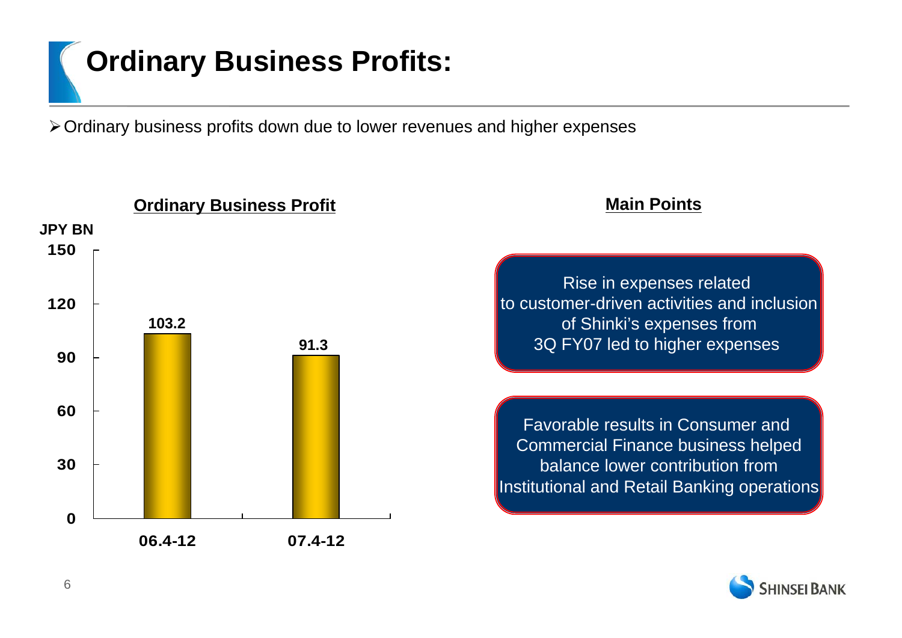# Ordinary Business Profits:

- Ordinary business profits down due to lower revenues and higher expenses

## Ordinary Business Profit

JPY BN

| Period | Ordinary Business Profit (JPY BN) |
| --- | --- |
| 06.4-12 | 103.2 |
| 07.4-12 | 91.3 |

## Main Points

Rise in expenses related to customer-driven activities and inclusion of Shinki's expenses from 3Q FY07 led to higher expenses

Favorable results in Consumer and Commercial Finance business helped balance lower contribution from Institutional and Retail Banking operations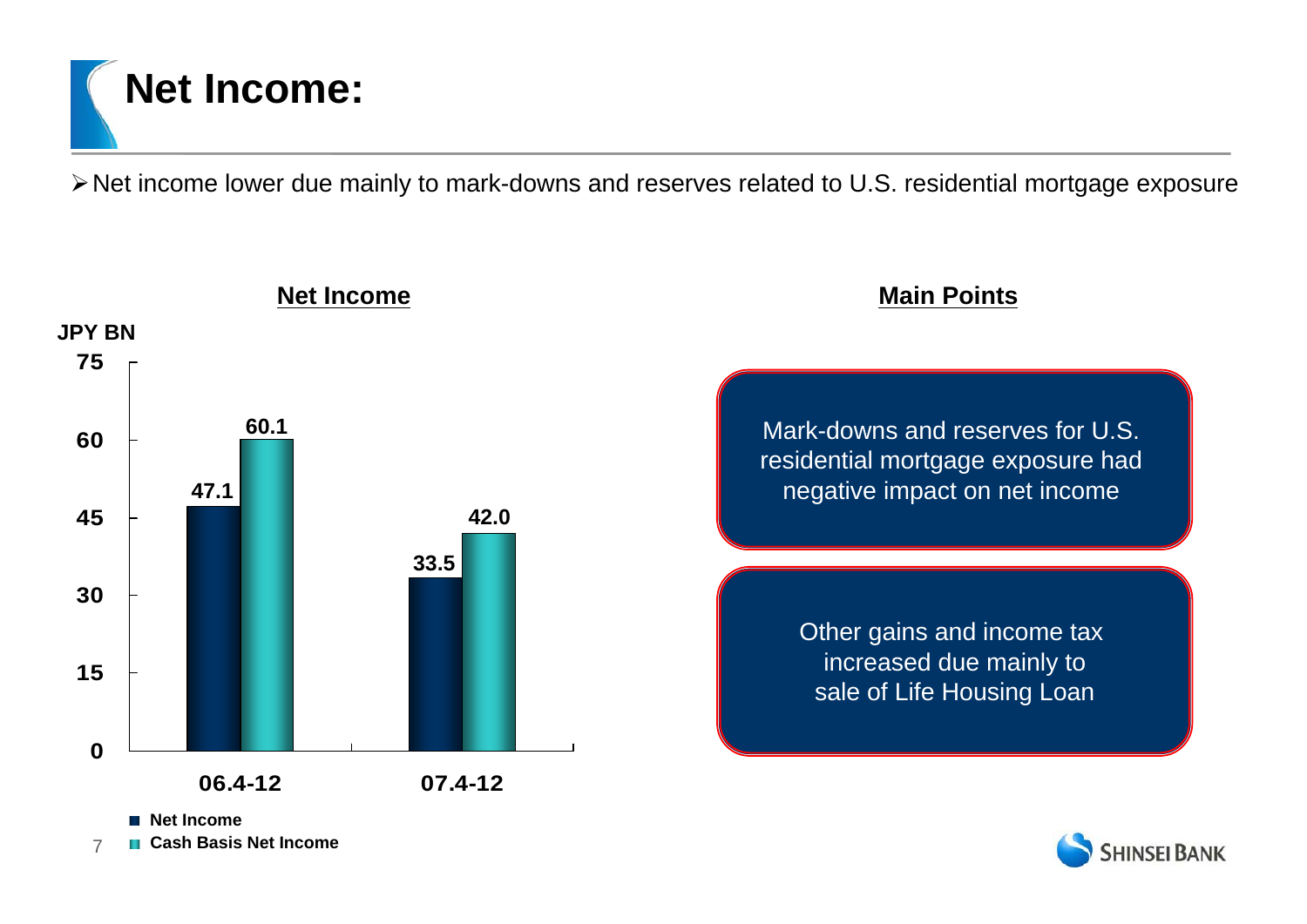# Net Income:

- Net income lower due mainly to mark-downs and reserves related to U.S. residential mortgage exposure

## Net Income

JPY BN

| | 06.4-12 | 07.4-12 |
|---|---|---|
| Net Income | 47.1 | 33.5 |
| Cash Basis Net Income | 60.1 | 42.0 |

## Main Points

Mark-downs and reserves for U.S. residential mortgage exposure had negative impact on net income

Other gains and income tax increased due mainly to sale of Life Housing Loan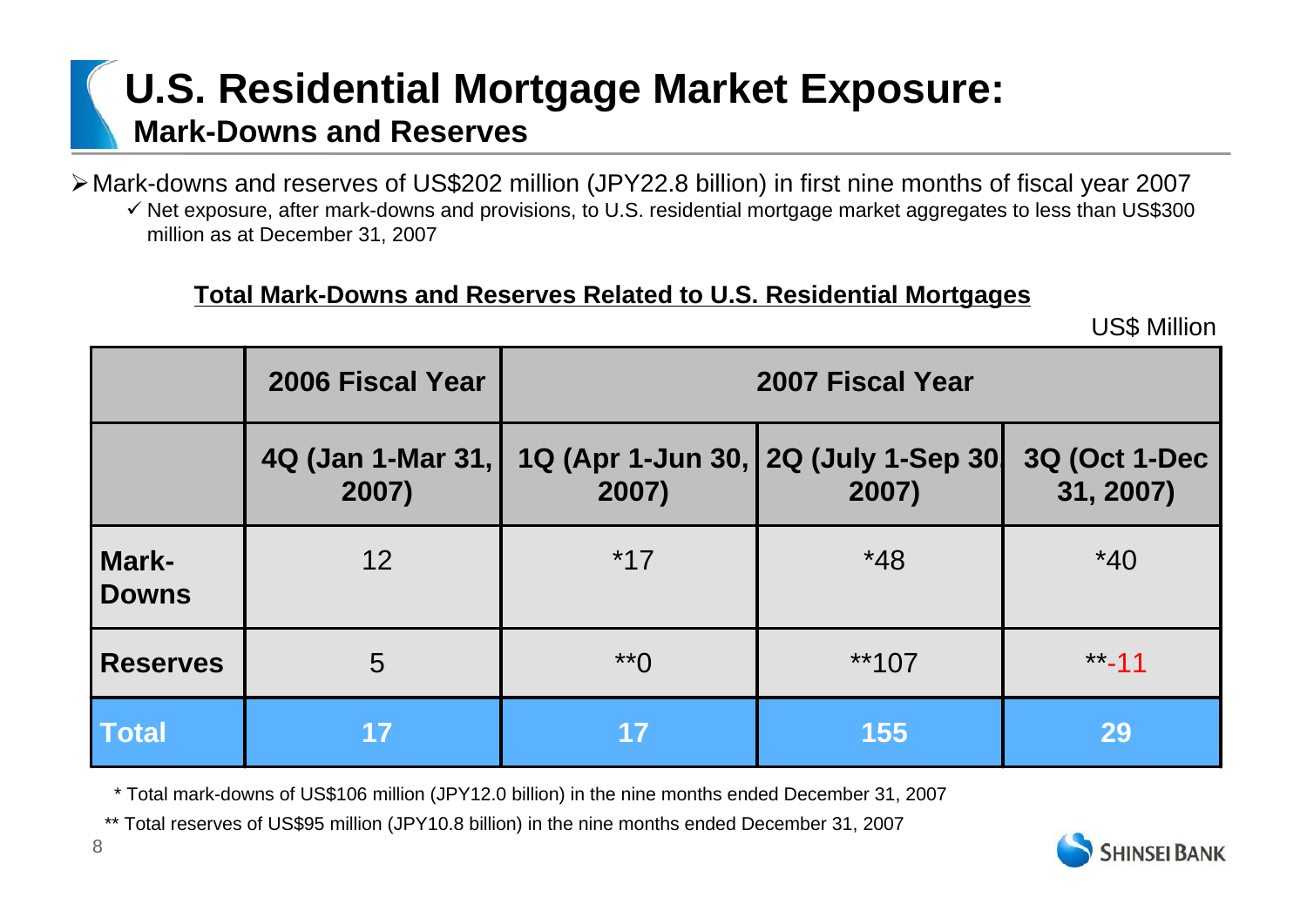# U.S. Residential Mortgage Market Exposure:
## Mark-Downs and Reserves

- Mark-downs and reserves of US$202 million (JPY22.8 billion) in first nine months of fiscal year 2007
  - ✓ Net exposure, after mark-downs and provisions, to U.S. residential mortgage market aggregates to less than US$300 million as at December 31, 2007

**Total Mark-Downs and Reserves Related to U.S. Residential Mortgages**

US$ Million

| | 2006 Fiscal Year | 2007 Fiscal Year | | |
|---|---|---|---|---|
| | 4Q (Jan 1-Mar 31, 2007) | 1Q (Apr 1-Jun 30, 2007) | 2Q (July 1-Sep 30, 2007) | 3Q (Oct 1-Dec 31, 2007) |
| **Mark-Downs** | 12 | *17 | *48 | *40 |
| **Reserves** | 5 | **0 | **107 | **-11 |
| **Total** | **17** | **17** | **155** | **29** |

\* Total mark-downs of US$106 million (JPY12.0 billion) in the nine months ended December 31, 2007

** Total reserves of US$95 million (JPY10.8 billion) in the nine months ended December 31, 2007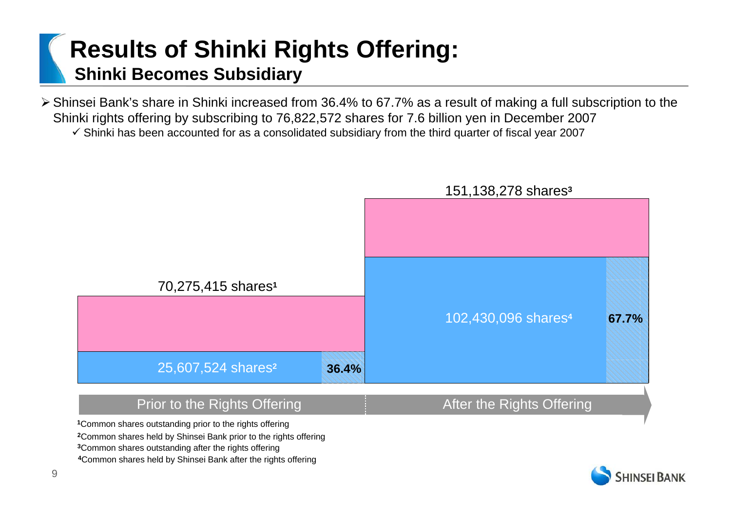# Results of Shinki Rights Offering:
## Shinki Becomes Subsidiary

- Shinsei Bank's share in Shinki increased from 36.4% to 67.7% as a result of making a full subscription to the Shinki rights offering by subscribing to 76,822,572 shares for 7.6 billion yen in December 2007
  - ✓ Shinki has been accounted for as a consolidated subsidiary from the third quarter of fiscal year 2007

| | Prior to the Rights Offering | After the Rights Offering |
|---|---|---|
| Common shares outstanding | 70,275,415 shares[1] | 151,138,278 shares[3] |
| Common shares held by Shinsei Bank | 25,607,524 shares[2] | 102,430,096 shares[4] |
| Shinsei Bank's share | 36.4% | 67.7% |

[1]Common shares outstanding prior to the rights offering

[2]Common shares held by Shinsei Bank prior to the rights offering

[3]Common shares outstanding after the rights offering

[4]Common shares held by Shinsei Bank after the rights offering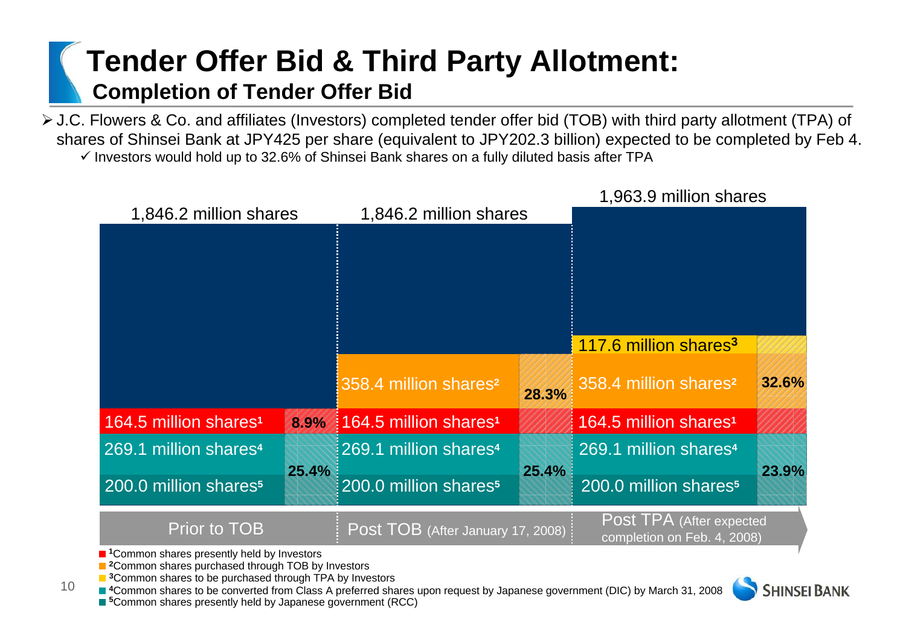# Tender Offer Bid & Third Party Allotment:

## Completion of Tender Offer Bid

- J.C. Flowers & Co. and affiliates (Investors) completed tender offer bid (TOB) with third party allotment (TPA) of shares of Shinsei Bank at JPY425 per share (equivalent to JPY202.3 billion) expected to be completed by Feb 4.
  - ✓ Investors would hold up to 32.6% of Shinsei Bank shares on a fully diluted basis after TPA

| | Prior to TOB | | Post TOB (After January 17, 2008) | | Post TPA (After expected completion on Feb. 4, 2008) | |
|---|---|---|---|---|---|---|
| Total | 1,846.2 million shares | | 1,846.2 million shares | | 1,963.9 million shares | |
| Common shares to be purchased through TPA by Investors[3] | | | | | 117.6 million shares[3] | 32.6% |
| Common shares purchased through TOB by Investors[2] | | | 358.4 million shares[2] | 28.3% | 358.4 million shares[2] | |
| Common shares presently held by Investors[1] | 164.5 million shares[1] | 8.9% | 164.5 million shares[1] | | 164.5 million shares[1] | |
| Common shares to be converted from Class A preferred shares upon request by Japanese government (DIC) by March 31, 2008[4] | 269.1 million shares[4] | 25.4% | 269.1 million shares[4] | 25.4% | 269.1 million shares[4] | 23.9% |
| Common shares presently held by Japanese government (RCC)[5] | 200.0 million shares[5] | | 200.0 million shares[5] | | 200.0 million shares[5] | |

[1]Common shares presently held by Investors
[2]Common shares purchased through TOB by Investors
[3]Common shares to be purchased through TPA by Investors
[4]Common shares to be converted from Class A preferred shares upon request by Japanese government (DIC) by March 31, 2008
[5]Common shares presently held by Japanese government (RCC)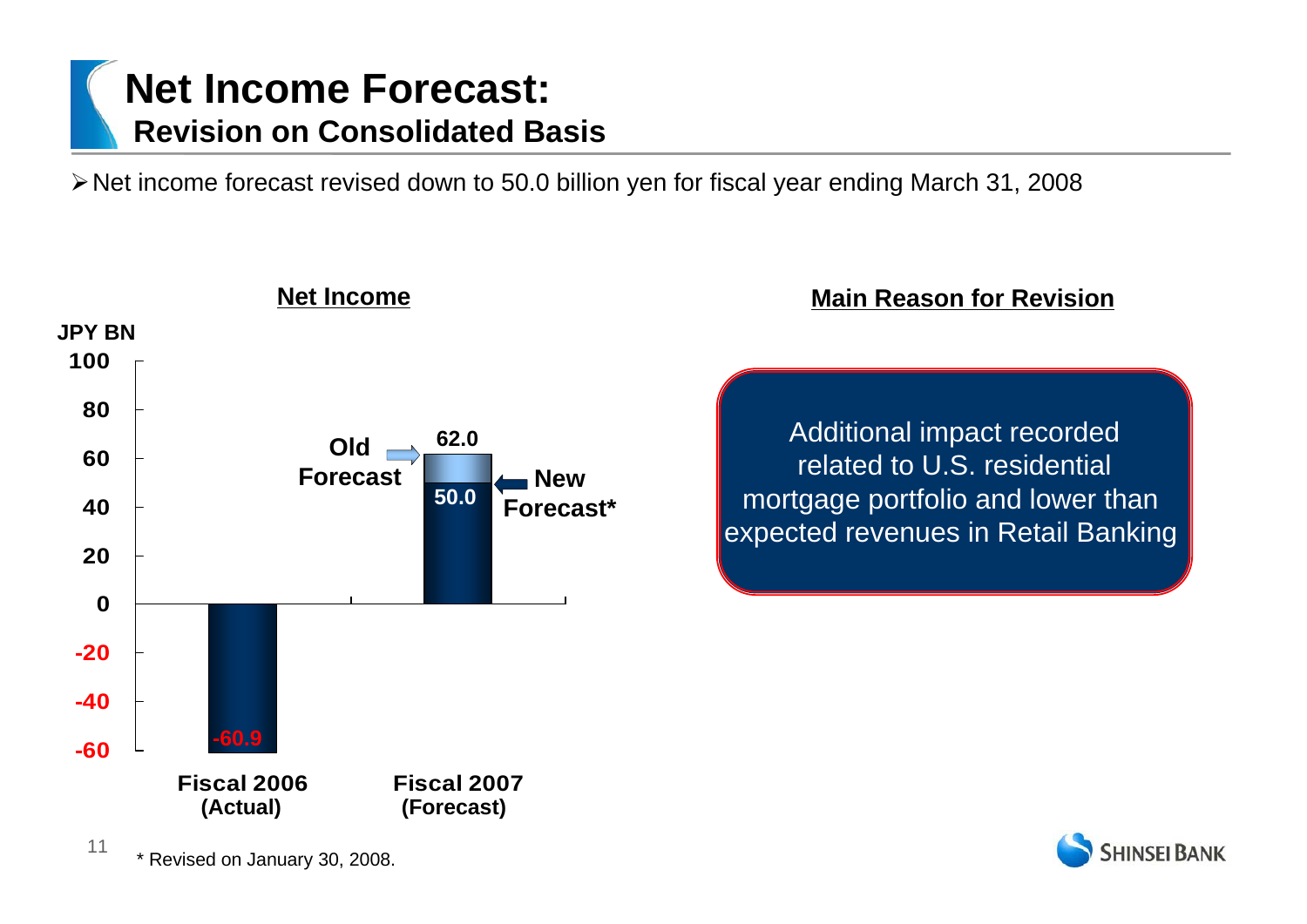# Net Income Forecast:
## Revision on Consolidated Basis

- Net income forecast revised down to 50.0 billion yen for fiscal year ending March 31, 2008

**Net Income**

JPY BN

| | Fiscal 2006 (Actual) | Fiscal 2007 (Forecast) |
|---|---|---|
| Old Forecast | | 62.0 |
| New Forecast* | | 50.0 |
| Net Income | -60.9 | |

**Main Reason for Revision**

Additional impact recorded related to U.S. residential mortgage portfolio and lower than expected revenues in Retail Banking

* Revised on January 30, 2008.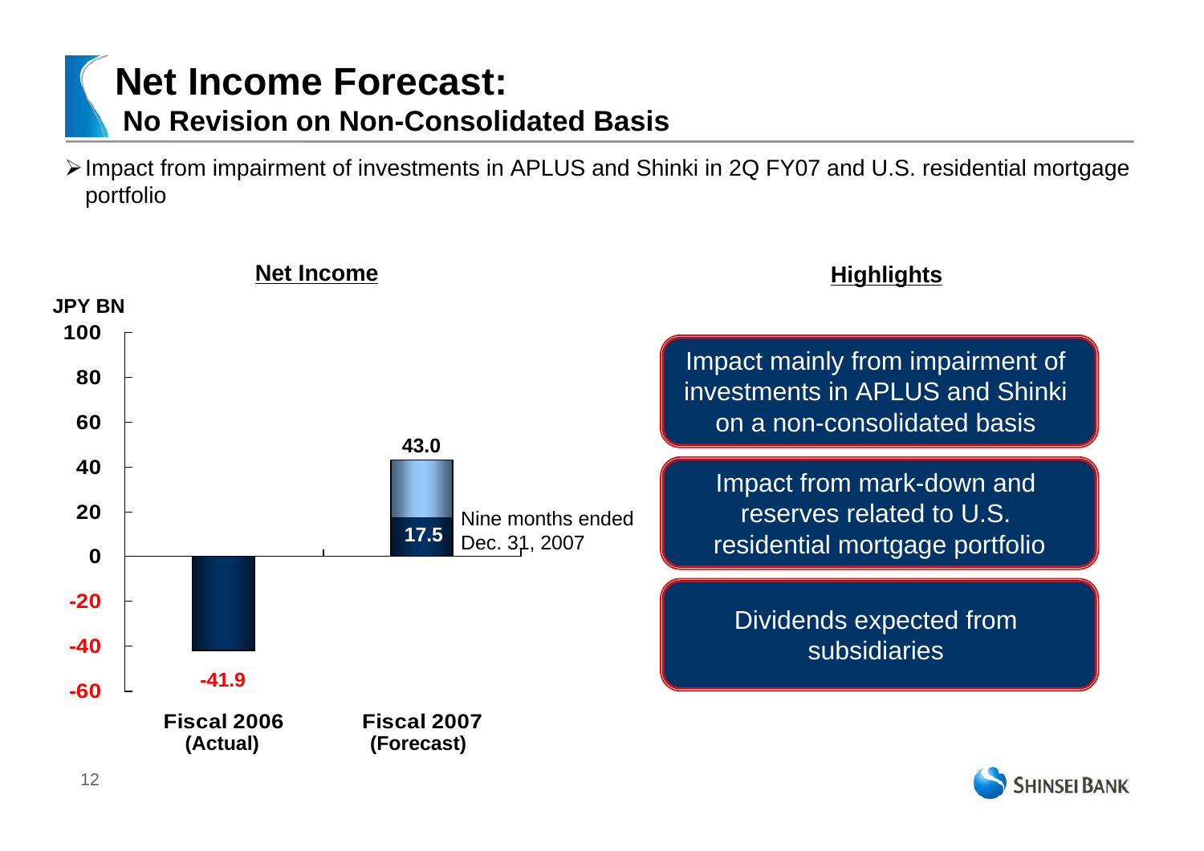# Net Income Forecast:
## No Revision on Non-Consolidated Basis

- Impact from impairment of investments in APLUS and Shinki in 2Q FY07 and U.S. residential mortgage portfolio

**Net Income**

JPY BN

| | Fiscal 2006 (Actual) | Fiscal 2007 (Forecast) |
|---|---|---|
| Net Income | -41.9 | 43.0 |
| Nine months ended Dec. 31, 2007 | | 17.5 |

**Highlights**

- Impact mainly from impairment of investments in APLUS and Shinki on a non-consolidated basis
- Impact from mark-down and reserves related to U.S. residential mortgage portfolio
- Dividends expected from subsidiaries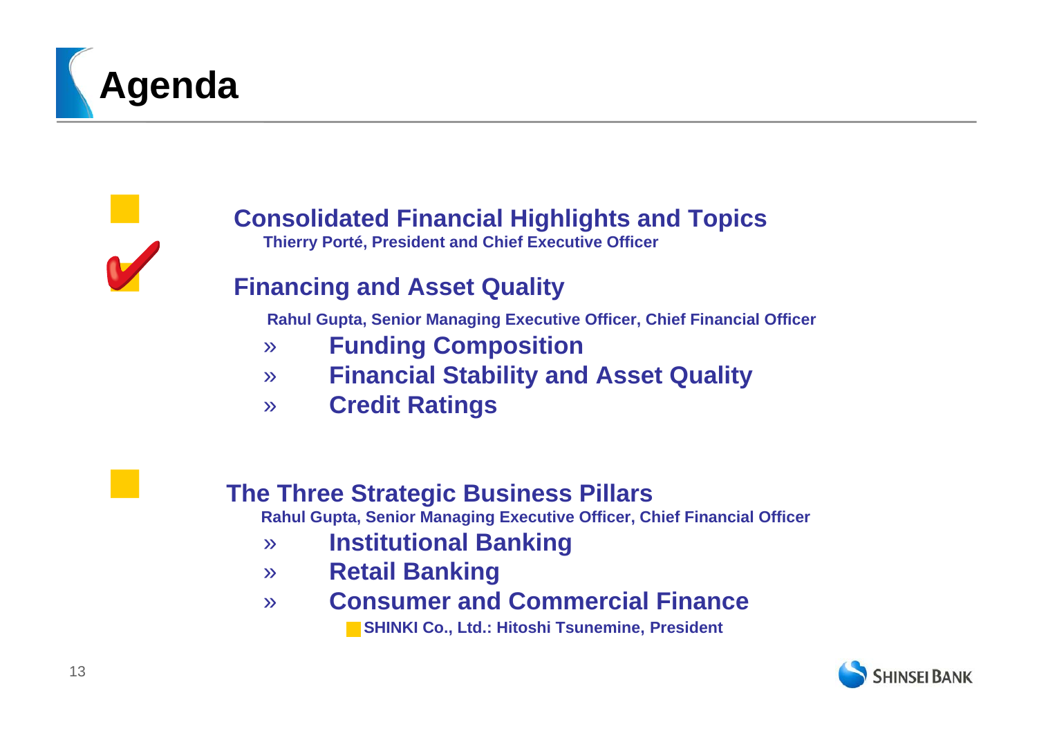# Agenda

## Consolidated Financial Highlights and Topics

**Thierry Porté, President and Chief Executive Officer**

## Financing and Asset Quality

**Rahul Gupta, Senior Managing Executive Officer, Chief Financial Officer**

- » **Funding Composition**
- » **Financial Stability and Asset Quality**
- » **Credit Ratings**

## The Three Strategic Business Pillars

**Rahul Gupta, Senior Managing Executive Officer, Chief Financial Officer**

- » **Institutional Banking**
- » **Retail Banking**
- » **Consumer and Commercial Finance**
  - **SHINKI Co., Ltd.: Hitoshi Tsunemine, President**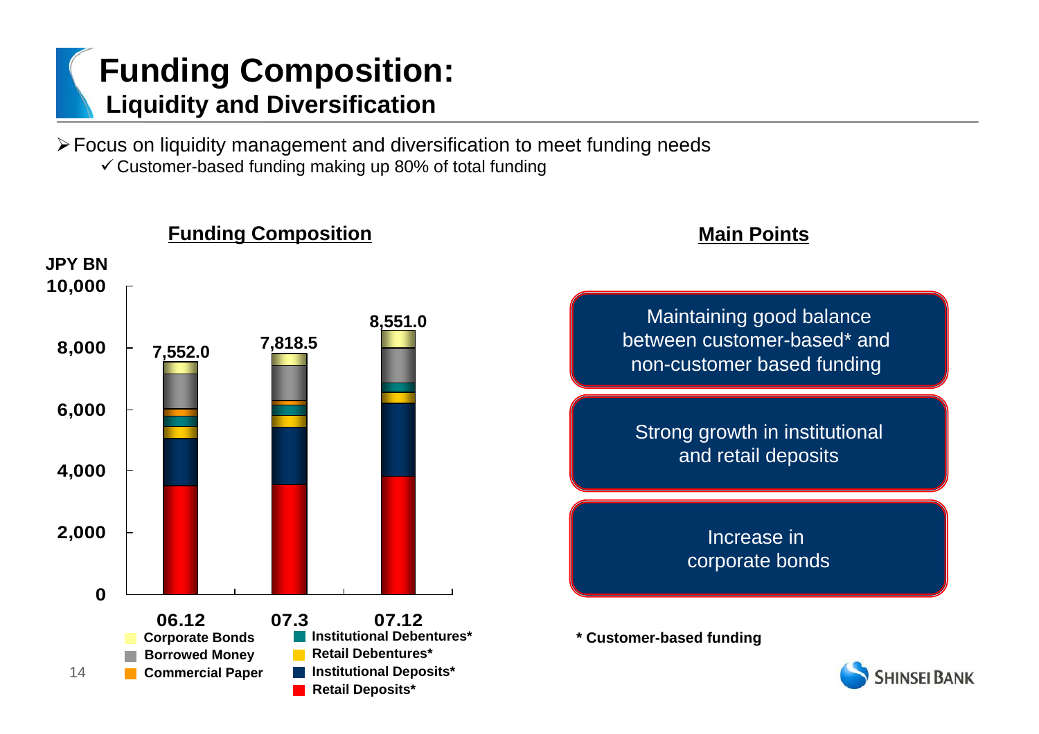# Funding Composition:
## Liquidity and Diversification

- Focus on liquidity management and diversification to meet funding needs
  - ✓ Customer-based funding making up 80% of total funding

### Funding Composition

JPY BN

| | 06.12 | 07.3 | 07.12 |
|---|---|---|---|
| Total | 7,552.0 | 7,818.5 | 8,551.0 |

Legend: Corporate Bonds, Borrowed Money, Commercial Paper, Institutional Debentures*, Retail Debentures*, Institutional Deposits*, Retail Deposits*

### Main Points

- Maintaining good balance between customer-based* and non-customer based funding
- Strong growth in institutional and retail deposits
- Increase in corporate bonds

\* Customer-based funding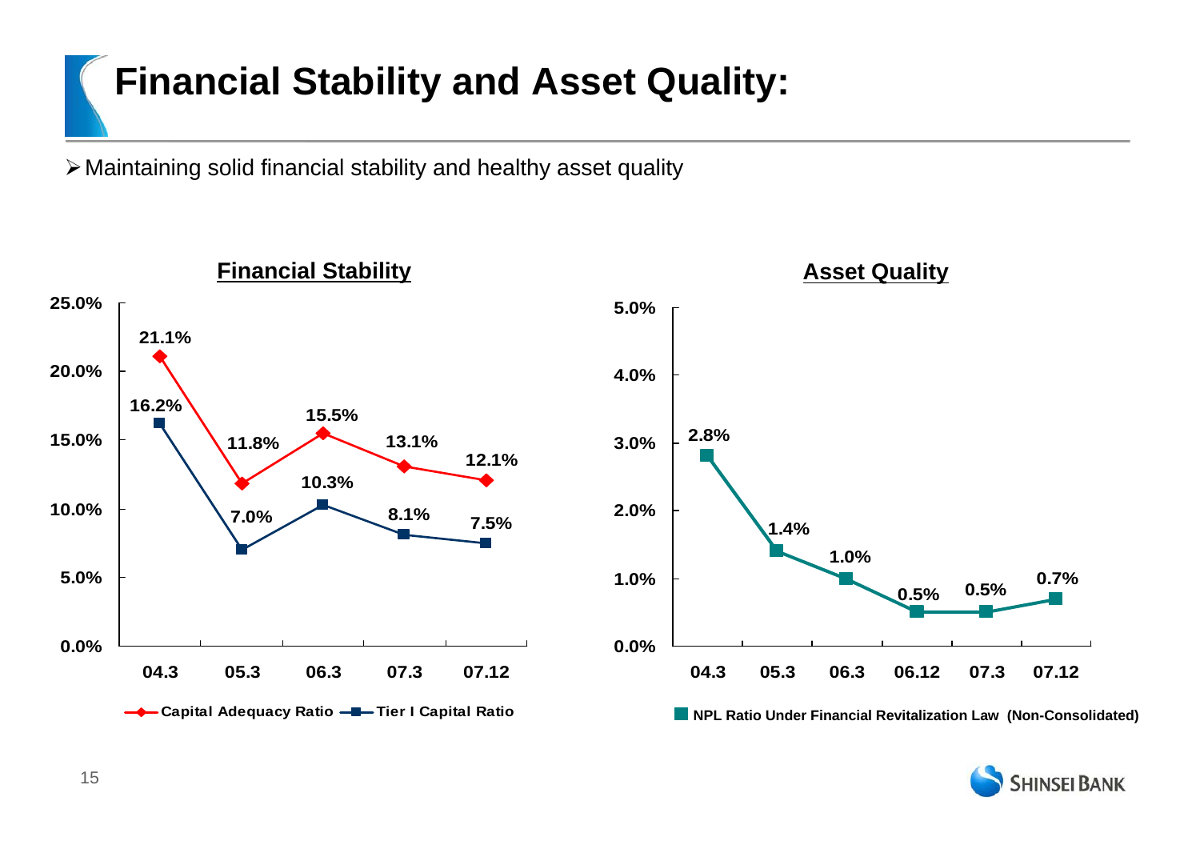# Financial Stability and Asset Quality:

- Maintaining solid financial stability and healthy asset quality

## Financial Stability

| | 04.3 | 05.3 | 06.3 | 07.3 | 07.12 |
|---|---|---|---|---|---|
| Capital Adequacy Ratio | 21.1% | 11.8% | 15.5% | 13.1% | 12.1% |
| Tier I Capital Ratio | 16.2% | 7.0% | 10.3% | 8.1% | 7.5% |

## Asset Quality

| | 04.3 | 05.3 | 06.3 | 06.12 | 07.3 | 07.12 |
|---|---|---|---|---|---|---|
| NPL Ratio Under Financial Revitalization Law (Non-Consolidated) | 2.8% | 1.4% | 1.0% | 0.5% | 0.5% | 0.7% |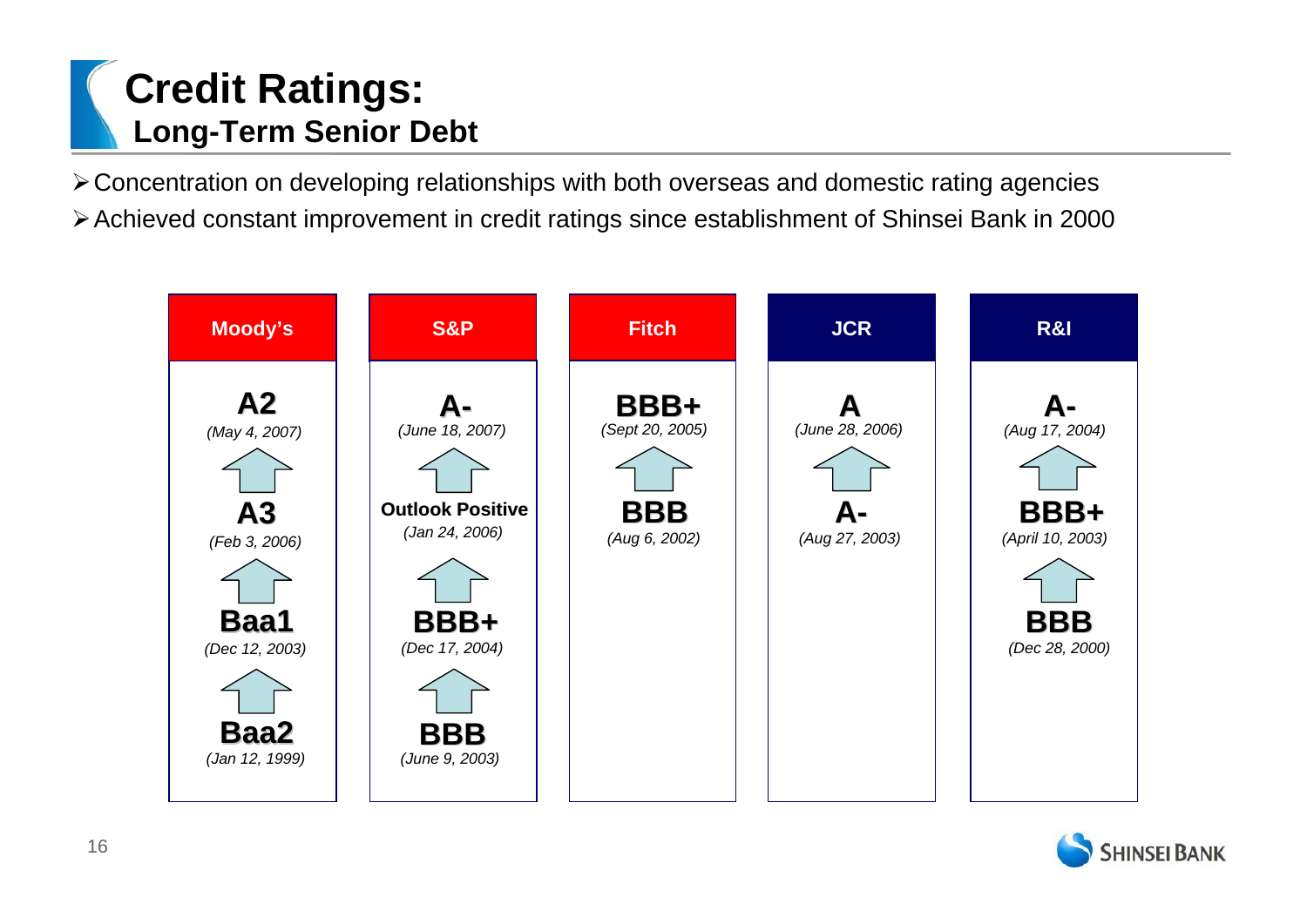# Credit Ratings:
## Long-Term Senior Debt

- Concentration on developing relationships with both overseas and domestic rating agencies
- Achieved constant improvement in credit ratings since establishment of Shinsei Bank in 2000

| Moody's | S&P | Fitch | JCR | R&I |
|---|---|---|---|---|
| **A2** *(May 4, 2007)* | **A-** *(June 18, 2007)* | **BBB+** *(Sept 20, 2005)* | **A** *(June 28, 2006)* | **A-** *(Aug 17, 2004)* |
| ↑ | ↑ | ↑ | ↑ | ↑ |
| **A3** *(Feb 3, 2006)* | **Outlook Positive** *(Jan 24, 2006)* | **BBB** *(Aug 6, 2002)* | **A-** *(Aug 27, 2003)* | **BBB+** *(April 10, 2003)* |
| ↑ | ↑ | | | ↑ |
| **Baa1** *(Dec 12, 2003)* | **BBB+** *(Dec 17, 2004)* | | | **BBB** *(Dec 28, 2000)* |
| ↑ | ↑ | | | |
| **Baa2** *(Jan 12, 1999)* | **BBB** *(June 9, 2003)* | | | |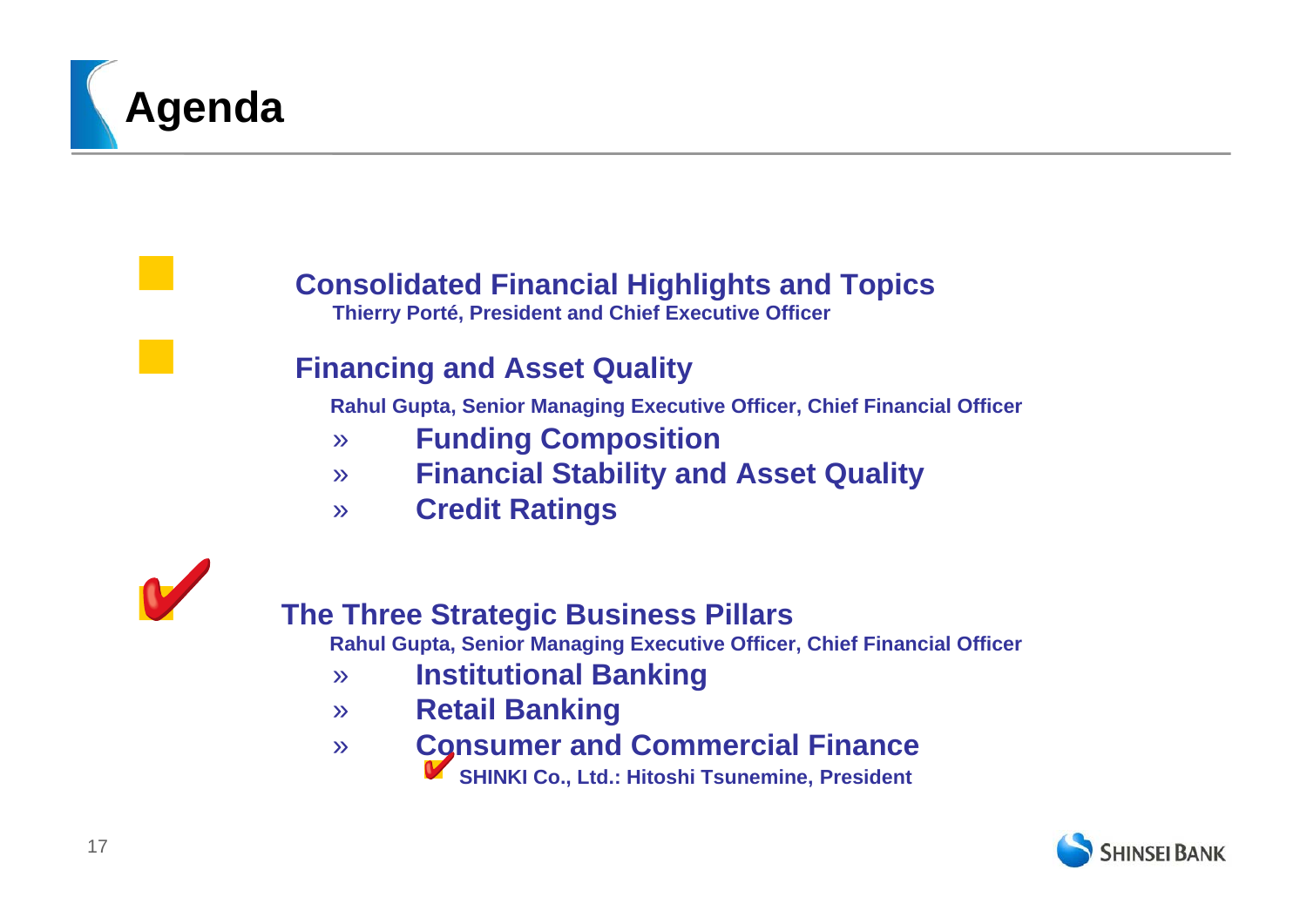# Agenda

- **Consolidated Financial Highlights and Topics**
  **Thierry Porté, President and Chief Executive Officer**

- **Financing and Asset Quality**
  **Rahul Gupta, Senior Managing Executive Officer, Chief Financial Officer**
  - » **Funding Composition**
  - » **Financial Stability and Asset Quality**
  - » **Credit Ratings**

- ✔ **The Three Strategic Business Pillars**
  **Rahul Gupta, Senior Managing Executive Officer, Chief Financial Officer**
  - » **Institutional Banking**
  - » **Retail Banking**
  - » **Consumer and Commercial Finance**
    - ✔ **SHINKI Co., Ltd.: Hitoshi Tsunemine, President**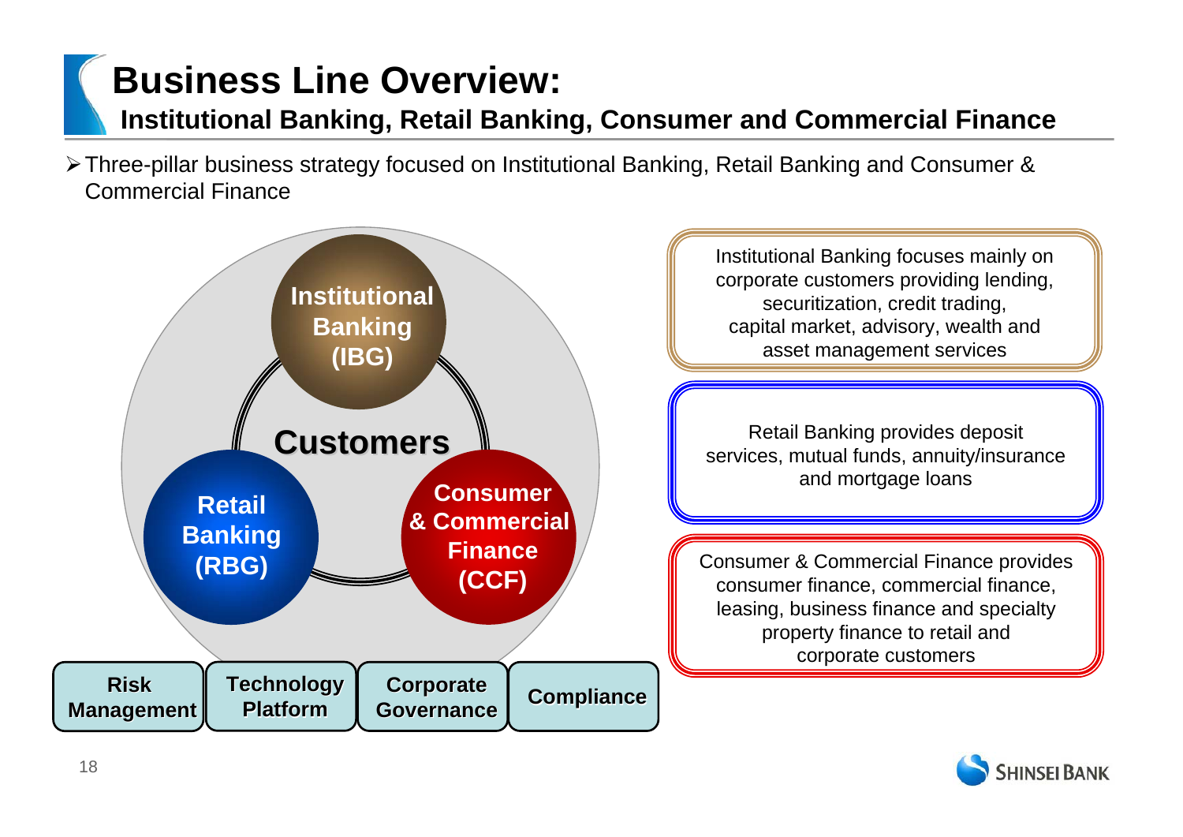# Business Line Overview:

## Institutional Banking, Retail Banking, Consumer and Commercial Finance

- Three-pillar business strategy focused on Institutional Banking, Retail Banking and Consumer & Commercial Finance

**Customers**

**Institutional Banking (IBG)**

**Retail Banking (RBG)**

**Consumer & Commercial Finance (CCF)**

**Risk Management** | **Technology Platform** | **Corporate Governance** | **Compliance**

Institutional Banking focuses mainly on corporate customers providing lending, securitization, credit trading, capital market, advisory, wealth and asset management services

Retail Banking provides deposit services, mutual funds, annuity/insurance and mortgage loans

Consumer & Commercial Finance provides consumer finance, commercial finance, leasing, business finance and specialty property finance to retail and corporate customers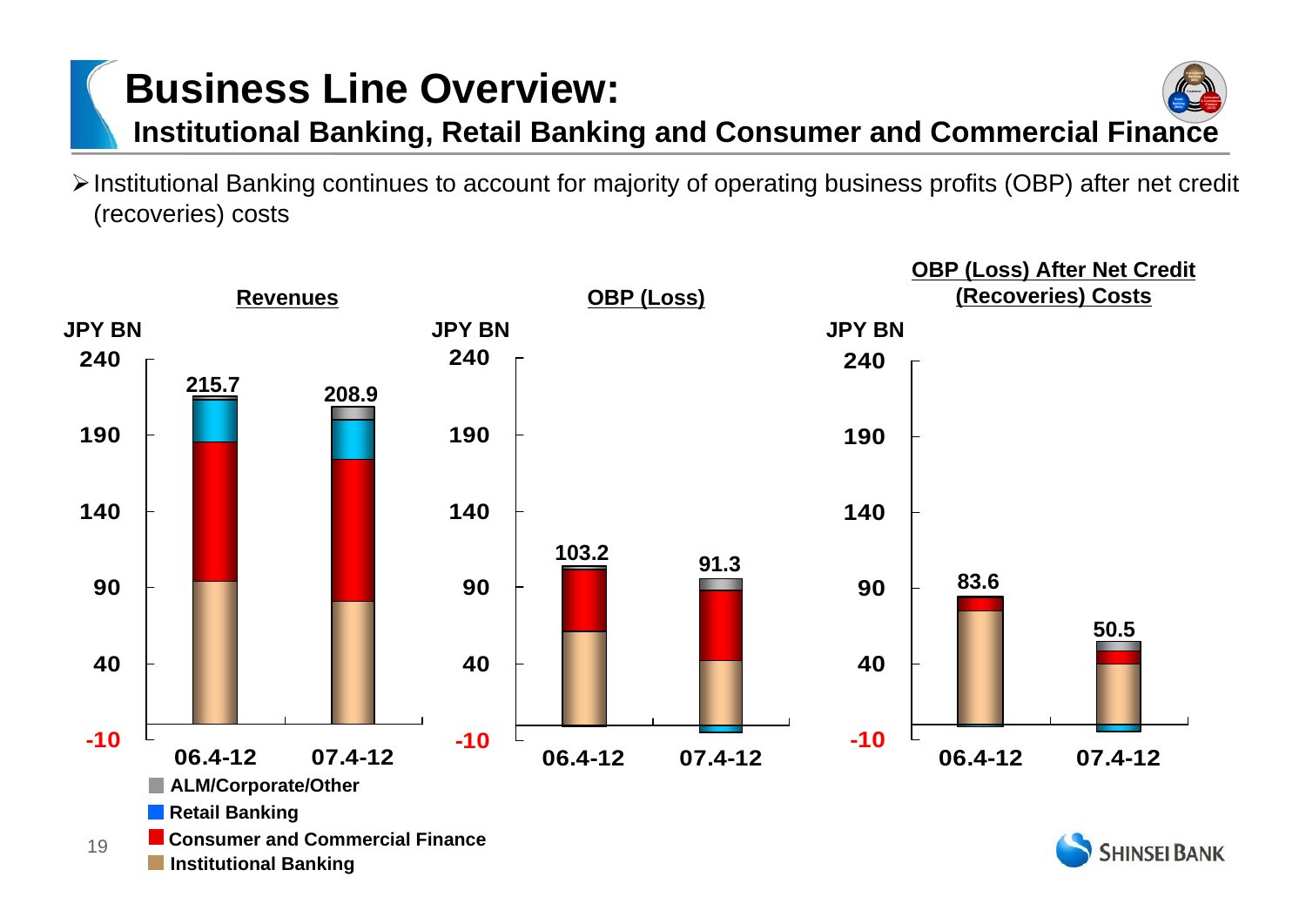# Business Line Overview:

## Institutional Banking, Retail Banking and Consumer and Commercial Finance

- Institutional Banking continues to account for majority of operating business profits (OBP) after net credit (recoveries) costs

**Revenues**

JPY BN

| | 06.4-12 | 07.4-12 |
|---|---|---|
| Total | 215.7 | 208.9 |

**OBP (Loss)**

JPY BN

| | 06.4-12 | 07.4-12 |
|---|---|---|
| Total | 103.2 | 91.3 |

**OBP (Loss) After Net Credit (Recoveries) Costs**

JPY BN

| | 06.4-12 | 07.4-12 |
|---|---|---|
| Total | 83.6 | 50.5 |

- ALM/Corporate/Other
- Retail Banking
- Consumer and Commercial Finance
- Institutional Banking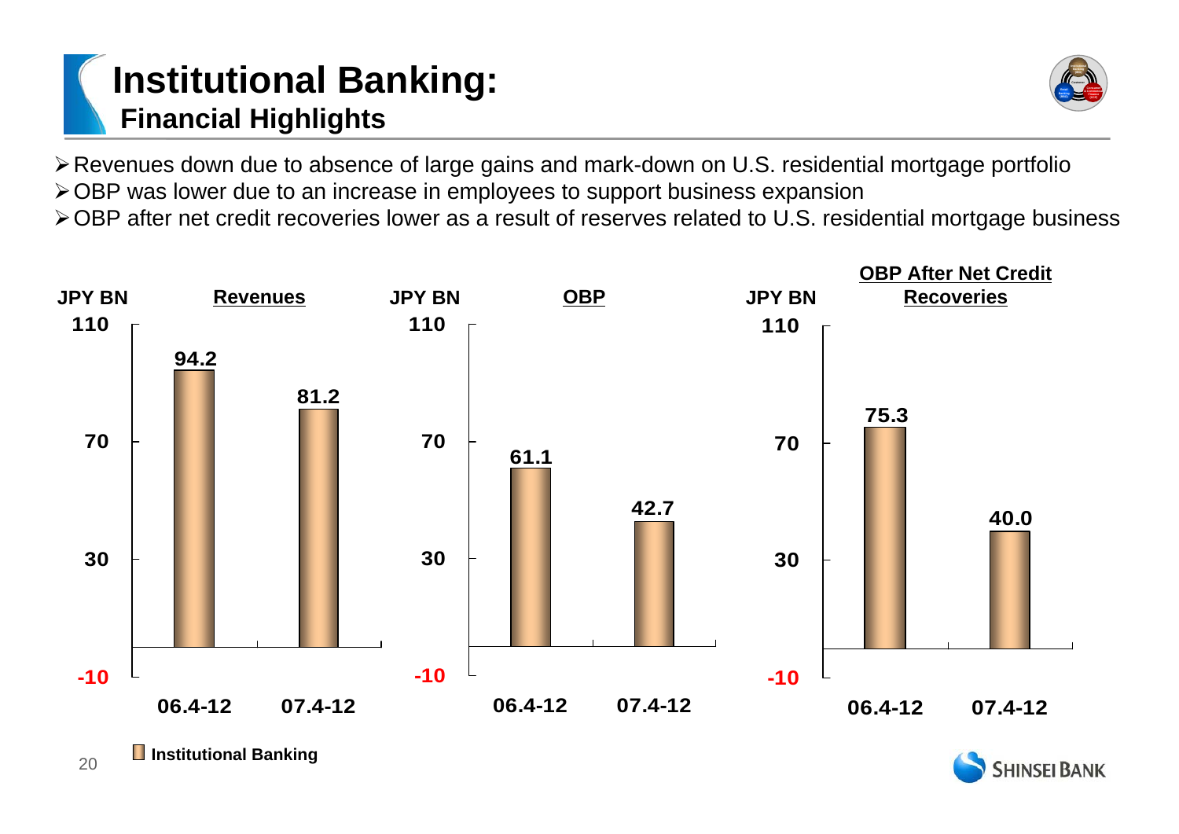# Institutional Banking:
## Financial Highlights

- Revenues down due to absence of large gains and mark-down on U.S. residential mortgage portfolio
- OBP was lower due to an increase in employees to support business expansion
- OBP after net credit recoveries lower as a result of reserves related to U.S. residential mortgage business

**Revenues** (JPY BN)

| | 06.4-12 | 07.4-12 |
|---|---|---|
| Institutional Banking | 94.2 | 81.2 |

**OBP** (JPY BN)

| | 06.4-12 | 07.4-12 |
|---|---|---|
| Institutional Banking | 61.1 | 42.7 |

**OBP After Net Credit Recoveries** (JPY BN)

| | 06.4-12 | 07.4-12 |
|---|---|---|
| Institutional Banking | 75.3 | 40.0 |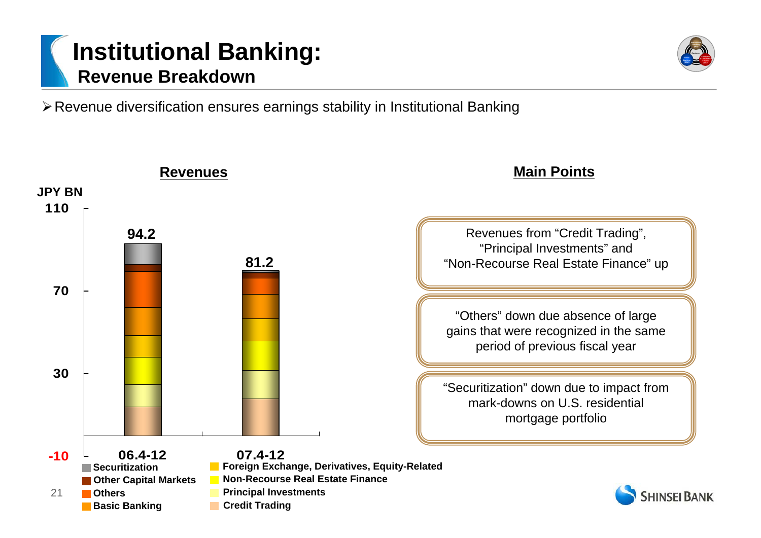# Institutional Banking:
## Revenue Breakdown

- Revenue diversification ensures earnings stability in Institutional Banking

### Revenues

JPY BN

| | 06.4-12 | 07.4-12 |
|---|---|---|
| Total | 94.2 | 81.2 |

Legend: Securitization; Other Capital Markets; Others; Basic Banking; Foreign Exchange, Derivatives, Equity-Related; Non-Recourse Real Estate Finance; Principal Investments; Credit Trading

### Main Points

- Revenues from "Credit Trading", "Principal Investments" and "Non-Recourse Real Estate Finance" up
- "Others" down due absence of large gains that were recognized in the same period of previous fiscal year
- "Securitization" down due to impact from mark-downs on U.S. residential mortgage portfolio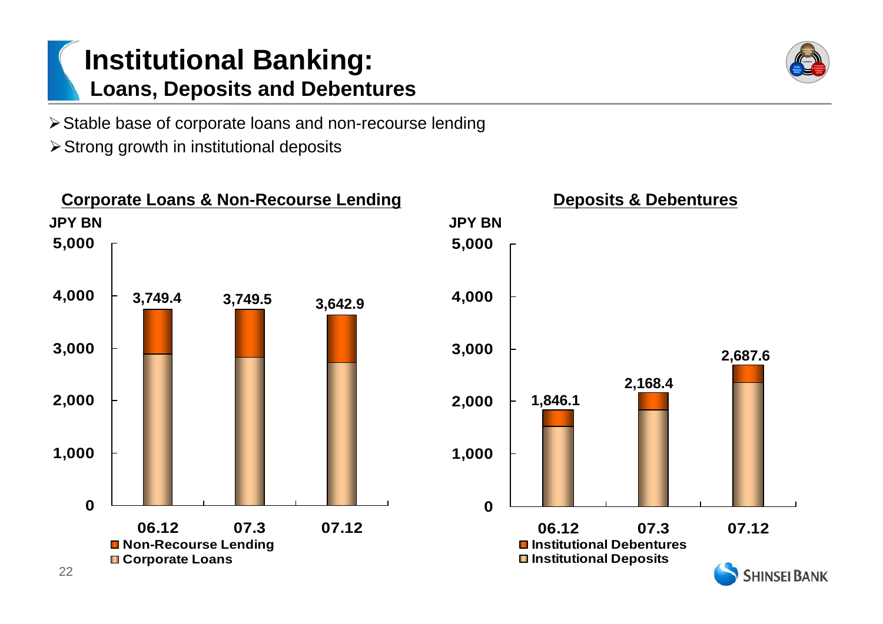# Institutional Banking:
## Loans, Deposits and Debentures

- Stable base of corporate loans and non-recourse lending
- Strong growth in institutional deposits

**Corporate Loans & Non-Recourse Lending**

JPY BN

| | 06.12 | 07.3 | 07.12 |
|---|---|---|---|
| Total (Non-Recourse Lending + Corporate Loans) | 3,749.4 | 3,749.5 | 3,642.9 |

**Deposits & Debentures**

JPY BN

| | 06.12 | 07.3 | 07.12 |
|---|---|---|---|
| Total (Institutional Debentures + Institutional Deposits) | 1,846.1 | 2,168.4 | 2,687.6 |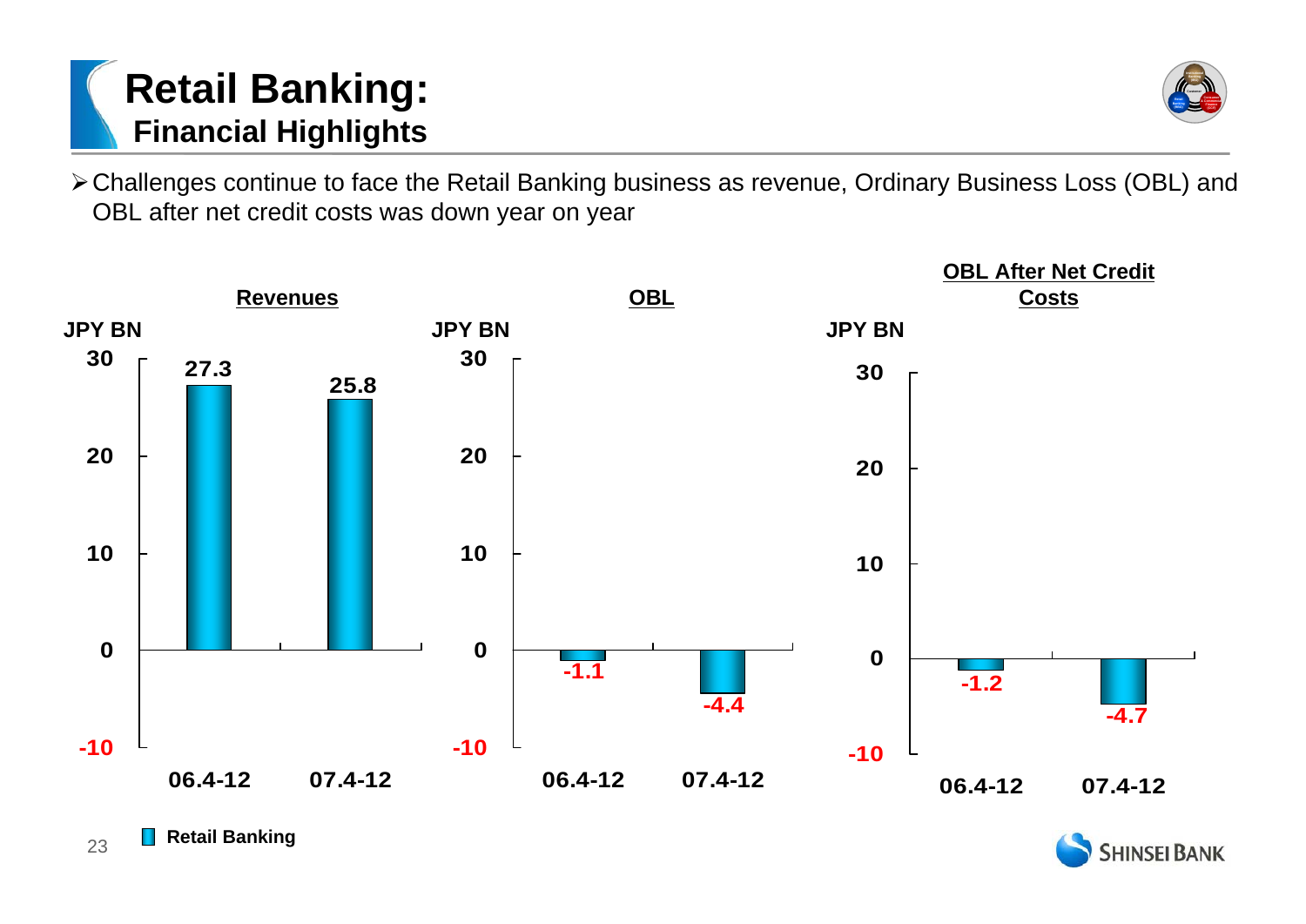# Retail Banking: Financial Highlights

- Challenges continue to face the Retail Banking business as revenue, Ordinary Business Loss (OBL) and OBL after net credit costs was down year on year

**Revenues** (JPY BN)

| | 06.4-12 | 07.4-12 |
|---|---|---|
| Retail Banking | 27.3 | 25.8 |

**OBL** (JPY BN)

| | 06.4-12 | 07.4-12 |
|---|---|---|
| Retail Banking | -1.1 | -4.4 |

**OBL After Net Credit Costs** (JPY BN)

| | 06.4-12 | 07.4-12 |
|---|---|---|
| Retail Banking | -1.2 | -4.7 |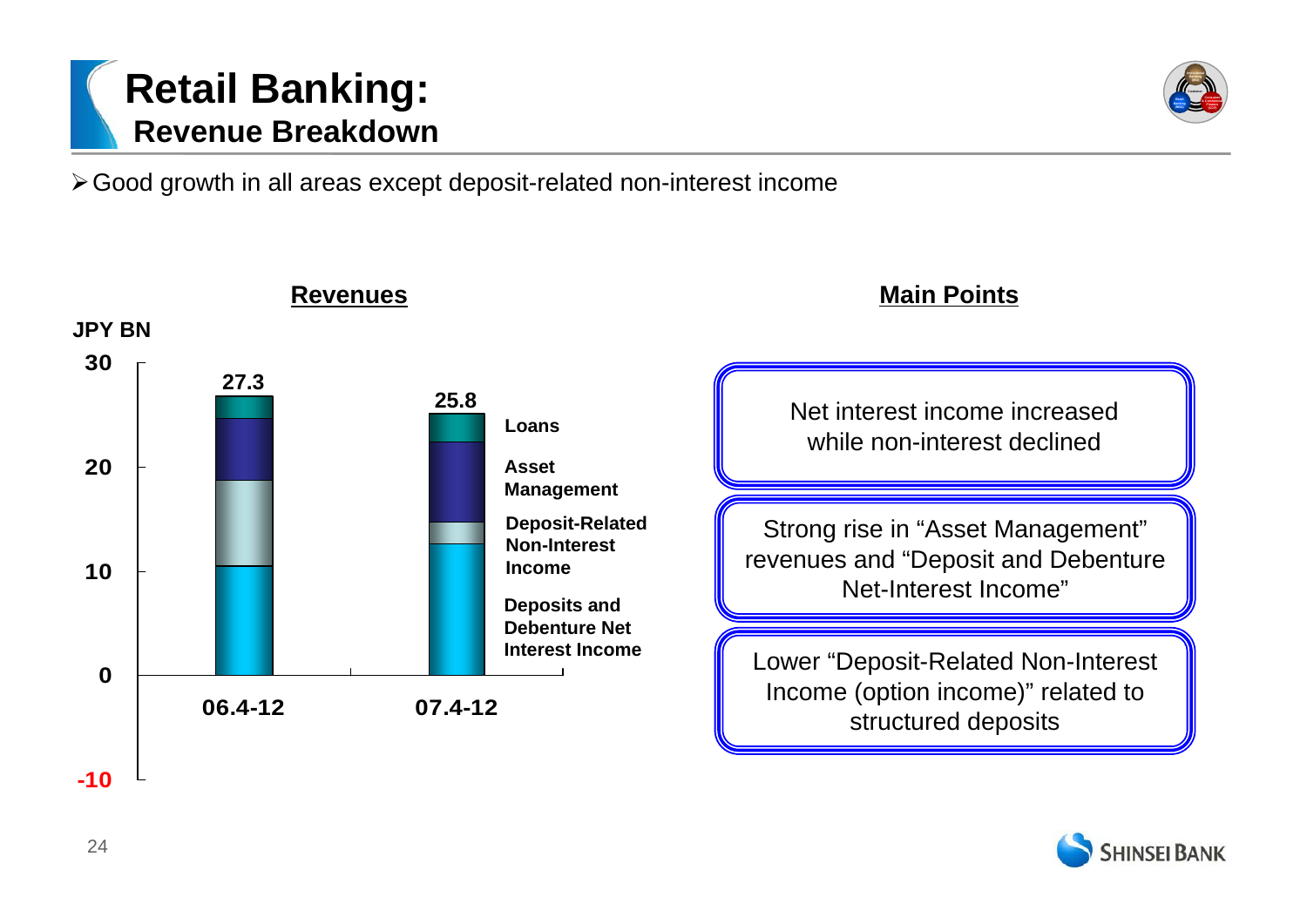# Retail Banking:
## Revenue Breakdown

- Good growth in all areas except deposit-related non-interest income

### Revenues

JPY BN

| | 06.4-12 | 07.4-12 |
|---|---|---|
| Total | 27.3 | 25.8 |

Legend (top to bottom): Loans; Asset Management; Deposit-Related Non-Interest Income; Deposits and Debenture Net Interest Income

### Main Points

- Net interest income increased while non-interest declined
- Strong rise in "Asset Management" revenues and "Deposit and Debenture Net-Interest Income"
- Lower "Deposit-Related Non-Interest Income (option income)" related to structured deposits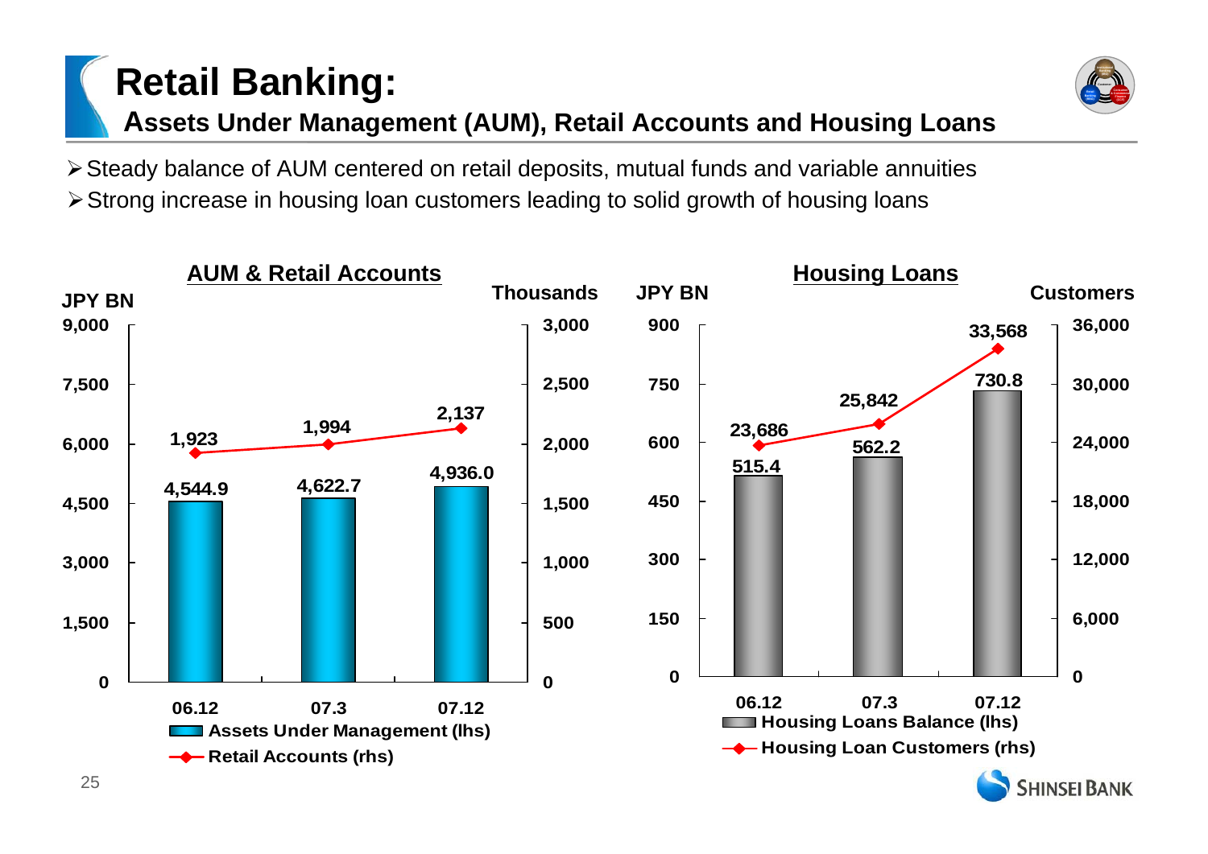# Retail Banking:

## Assets Under Management (AUM), Retail Accounts and Housing Loans

- Steady balance of AUM centered on retail deposits, mutual funds and variable annuities
- Strong increase in housing loan customers leading to solid growth of housing loans

### AUM & Retail Accounts

| | 06.12 | 07.3 | 07.12 |
|---|---|---|---|
| Assets Under Management (lhs) (JPY BN) | 4,544.9 | 4,622.7 | 4,936.0 |
| Retail Accounts (rhs) (Thousands) | 1,923 | 1,994 | 2,137 |

### Housing Loans

| | 06.12 | 07.3 | 07.12 |
|---|---|---|---|
| Housing Loans Balance (lhs) (JPY BN) | 515.4 | 562.2 | 730.8 |
| Housing Loan Customers (rhs) (Customers) | 23,686 | 25,842 | 33,568 |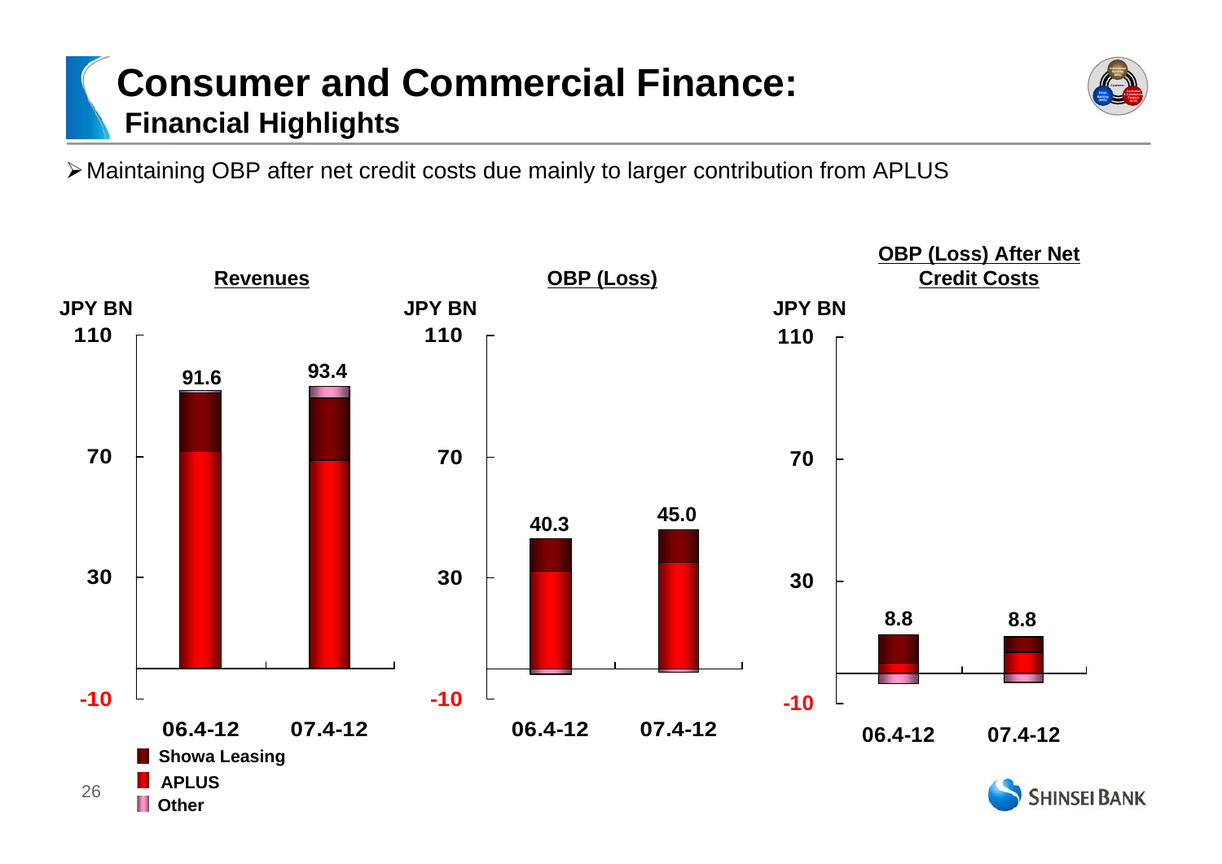# Consumer and Commercial Finance:
## Financial Highlights

- Maintaining OBP after net credit costs due mainly to larger contribution from APLUS

**Revenues**

JPY BN

| | 06.4-12 | 07.4-12 |
|---|---|---|
| Total | 91.6 | 93.4 |

**OBP (Loss)**

JPY BN

| | 06.4-12 | 07.4-12 |
|---|---|---|
| Total | 40.3 | 45.0 |

**OBP (Loss) After Net Credit Costs**

JPY BN

| | 06.4-12 | 07.4-12 |
|---|---|---|
| Total | 8.8 | 8.8 |

Legend: Showa Leasing, APLUS, Other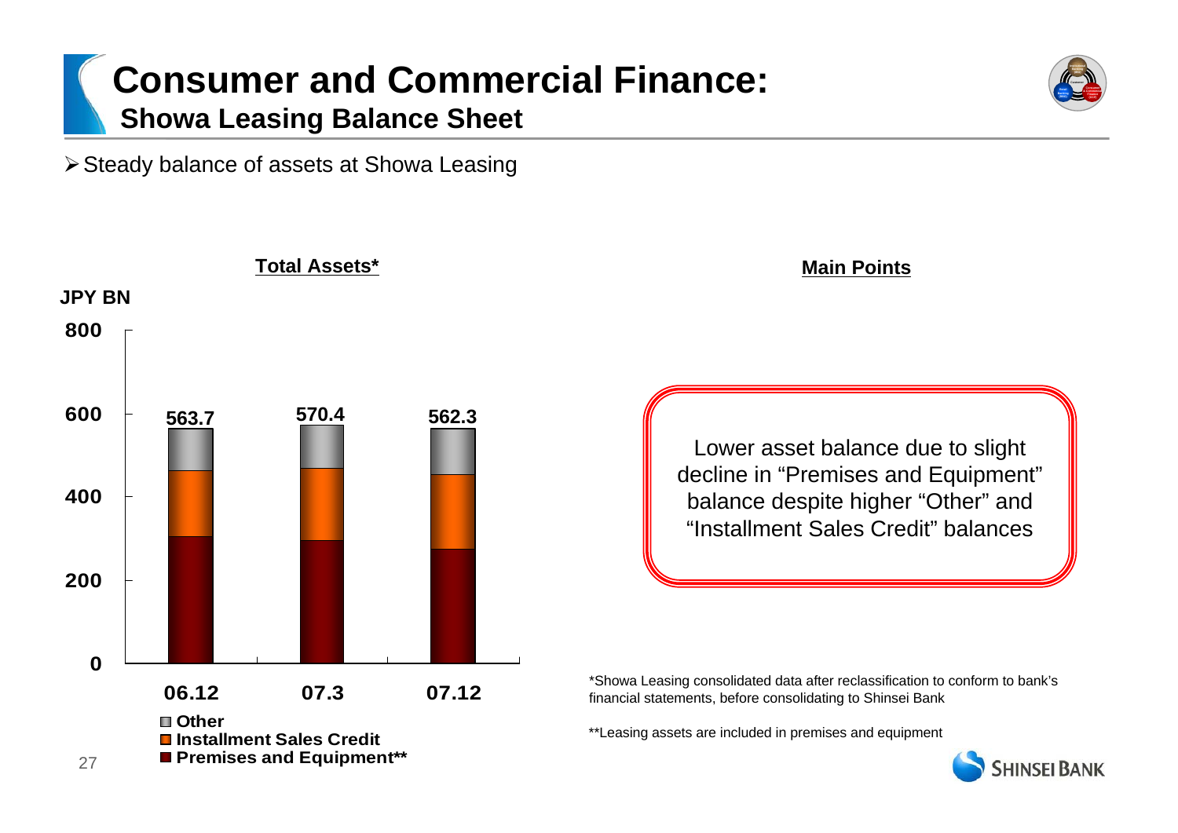# Consumer and Commercial Finance:

## Showa Leasing Balance Sheet

- Steady balance of assets at Showa Leasing

**Total Assets***

JPY BN

| | 06.12 | 07.3 | 07.12 |
|---|---|---|---|
| Total | 563.7 | 570.4 | 562.3 |

- Other
- Installment Sales Credit
- Premises and Equipment**

**Main Points**

Lower asset balance due to slight decline in "Premises and Equipment" balance despite higher "Other" and "Installment Sales Credit" balances

*Showa Leasing consolidated data after reclassification to conform to bank's financial statements, before consolidating to Shinsei Bank

**Leasing assets are included in premises and equipment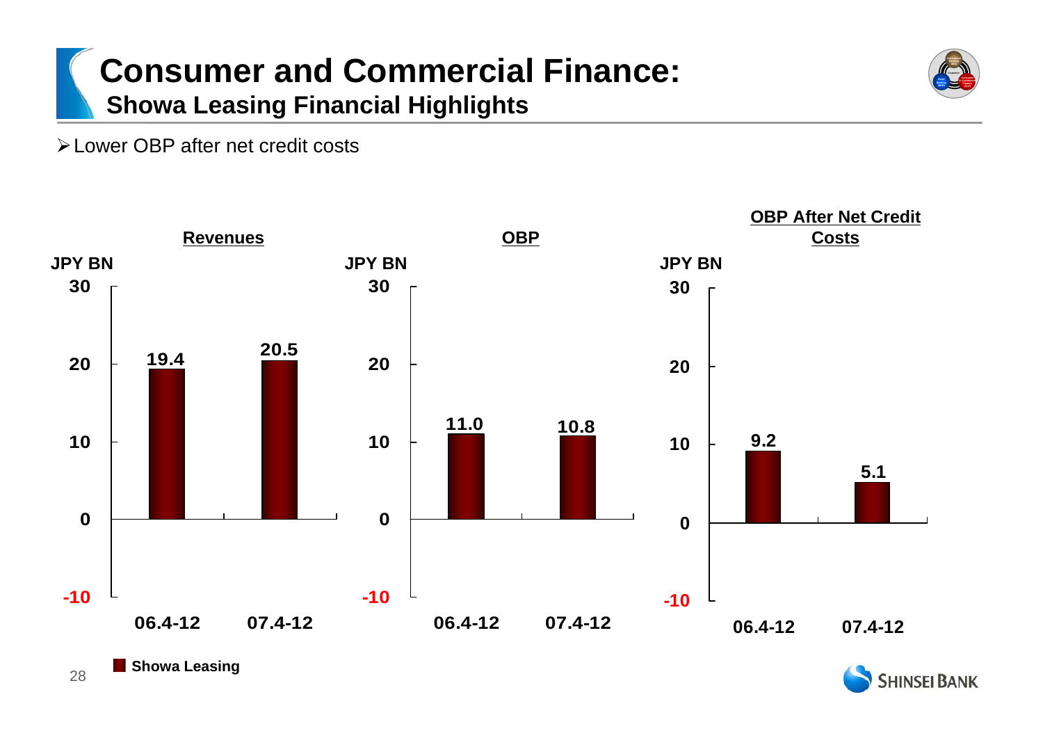# Consumer and Commercial Finance:

## Showa Leasing Financial Highlights

- Lower OBP after net credit costs

**Revenues** (JPY BN)

| | 06.4-12 | 07.4-12 |
|---|---|---|
| Showa Leasing | 19.4 | 20.5 |

**OBP** (JPY BN)

| | 06.4-12 | 07.4-12 |
|---|---|---|
| Showa Leasing | 11.0 | 10.8 |

**OBP After Net Credit Costs** (JPY BN)

| | 06.4-12 | 07.4-12 |
|---|---|---|
| Showa Leasing | 9.2 | 5.1 |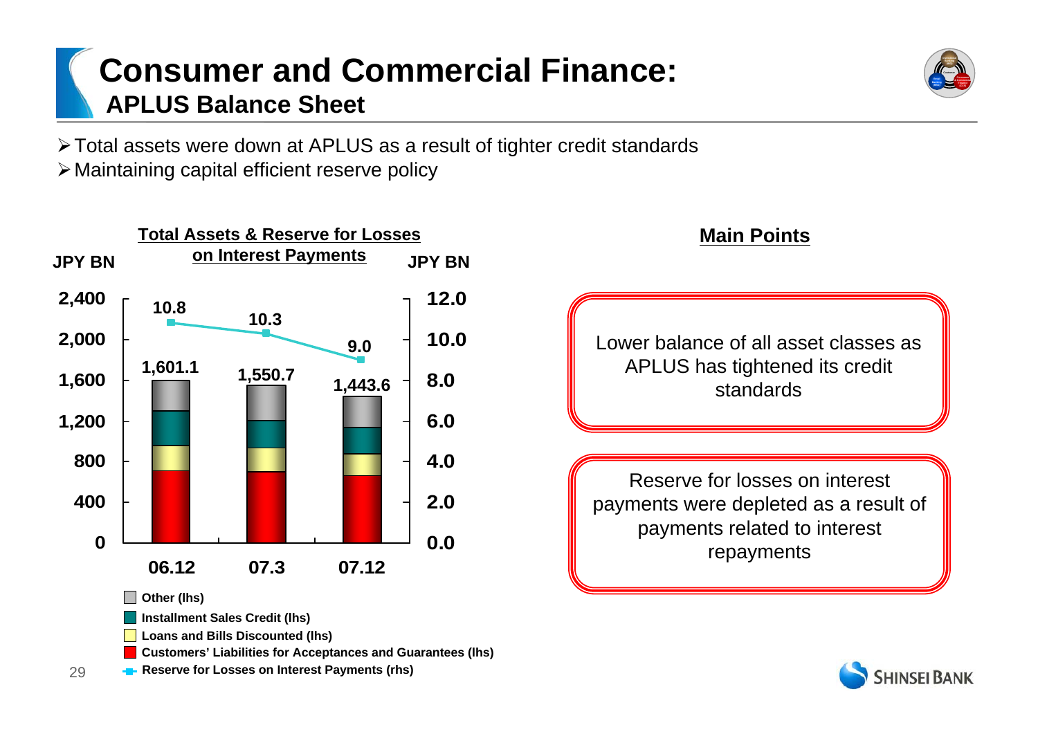# Consumer and Commercial Finance:
## APLUS Balance Sheet

- Total assets were down at APLUS as a result of tighter credit standards
- Maintaining capital efficient reserve policy

**Total Assets & Reserve for Losses on Interest Payments**

JPY BN (lhs) / JPY BN (rhs)

| | 06.12 | 07.3 | 07.12 |
|---|---|---|---|
| Total Assets (lhs) | 1,601.1 | 1,550.7 | 1,443.6 |
| Reserve for Losses on Interest Payments (rhs) | 10.8 | 10.3 | 9.0 |

Total assets comprise: Other (lhs); Installment Sales Credit (lhs); Loans and Bills Discounted (lhs); Customers' Liabilities for Acceptances and Guarantees (lhs).

**Main Points**

Lower balance of all asset classes as APLUS has tightened its credit standards

Reserve for losses on interest payments were depleted as a result of payments related to interest repayments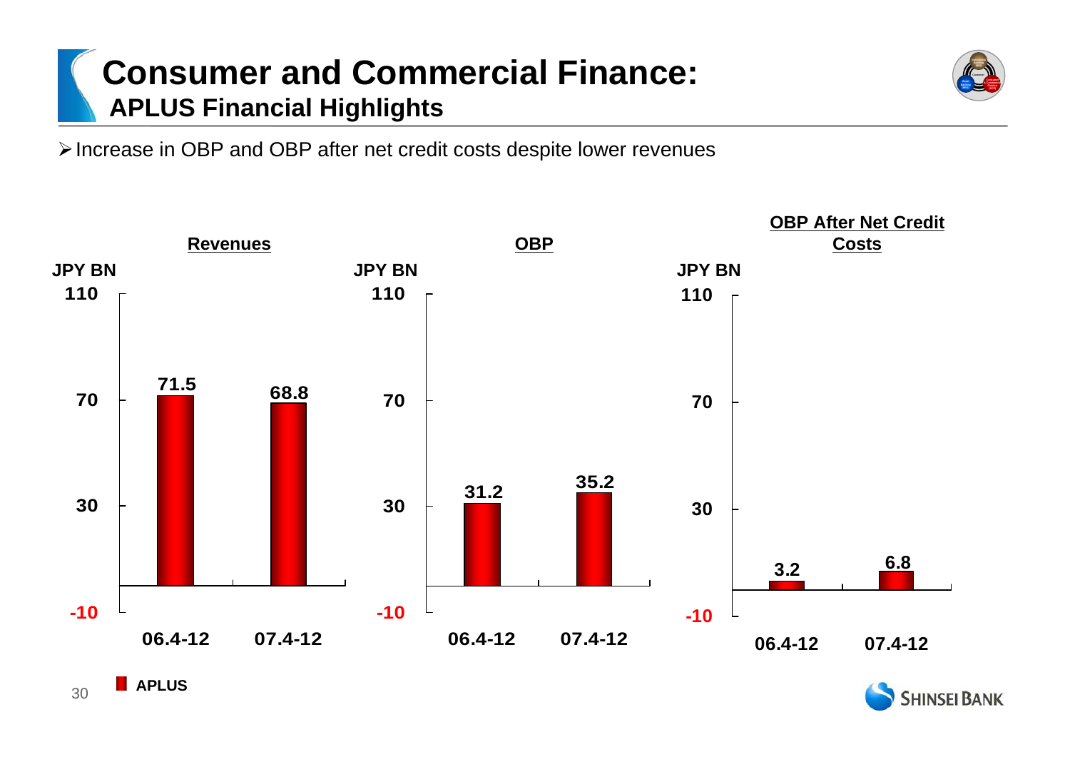# Consumer and Commercial Finance:
## APLUS Financial Highlights

- Increase in OBP and OBP after net credit costs despite lower revenues

**Revenues** (JPY BN)

| | 06.4-12 | 07.4-12 |
|---|---|---|
| APLUS | 71.5 | 68.8 |

**OBP** (JPY BN)

| | 06.4-12 | 07.4-12 |
|---|---|---|
| APLUS | 31.2 | 35.2 |

**OBP After Net Credit Costs** (JPY BN)

| | 06.4-12 | 07.4-12 |
|---|---|---|
| APLUS | 3.2 | 6.8 |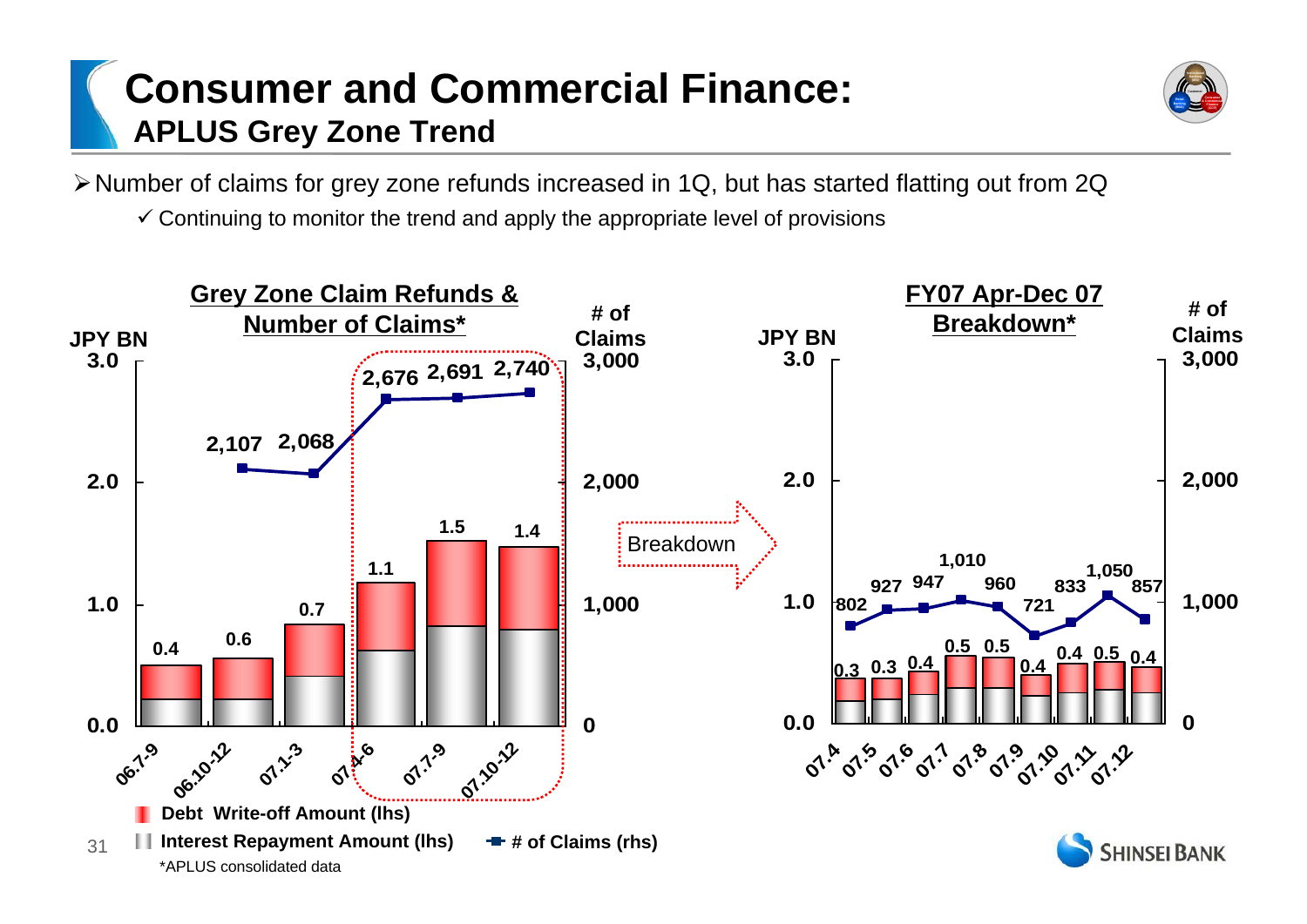# Consumer and Commercial Finance:
## APLUS Grey Zone Trend

- Number of claims for grey zone refunds increased in 1Q, but has started flatting out from 2Q
  - ✓ Continuing to monitor the trend and apply the appropriate level of provisions

**Grey Zone Claim Refunds & Number of Claims***

| Period | Total (JPY BN) | # of Claims |
|---|---|---|
| 06.7-9 | 0.4 | |
| 06.10-12 | 0.6 | 2,107 |
| 07.1-3 | 0.7 | 2,068 |
| 07.4-6 | 1.1 | 2,676 |
| 07.7-9 | 1.5 | 2,691 |
| 07.10-12 | 1.4 | 2,740 |

Breakdown

**FY07 Apr-Dec 07 Breakdown***

| Month | Total (JPY BN) | # of Claims |
|---|---|---|
| 07.4 | 0.3 | 802 |
| 07.5 | 0.3 | 927 |
| 07.6 | 0.4 | 947 |
| 07.7 | 0.5 | 1,010 |
| 07.8 | 0.5 | 960 |
| 07.9 | 0.4 | 721 |
| 07.10 | 0.4 | 833 |
| 07.11 | 0.5 | 1,050 |
| 07.12 | 0.4 | 857 |

Debt Write-off Amount (lhs) / Interest Repayment Amount (lhs) / # of Claims (rhs)

*APLUS consolidated data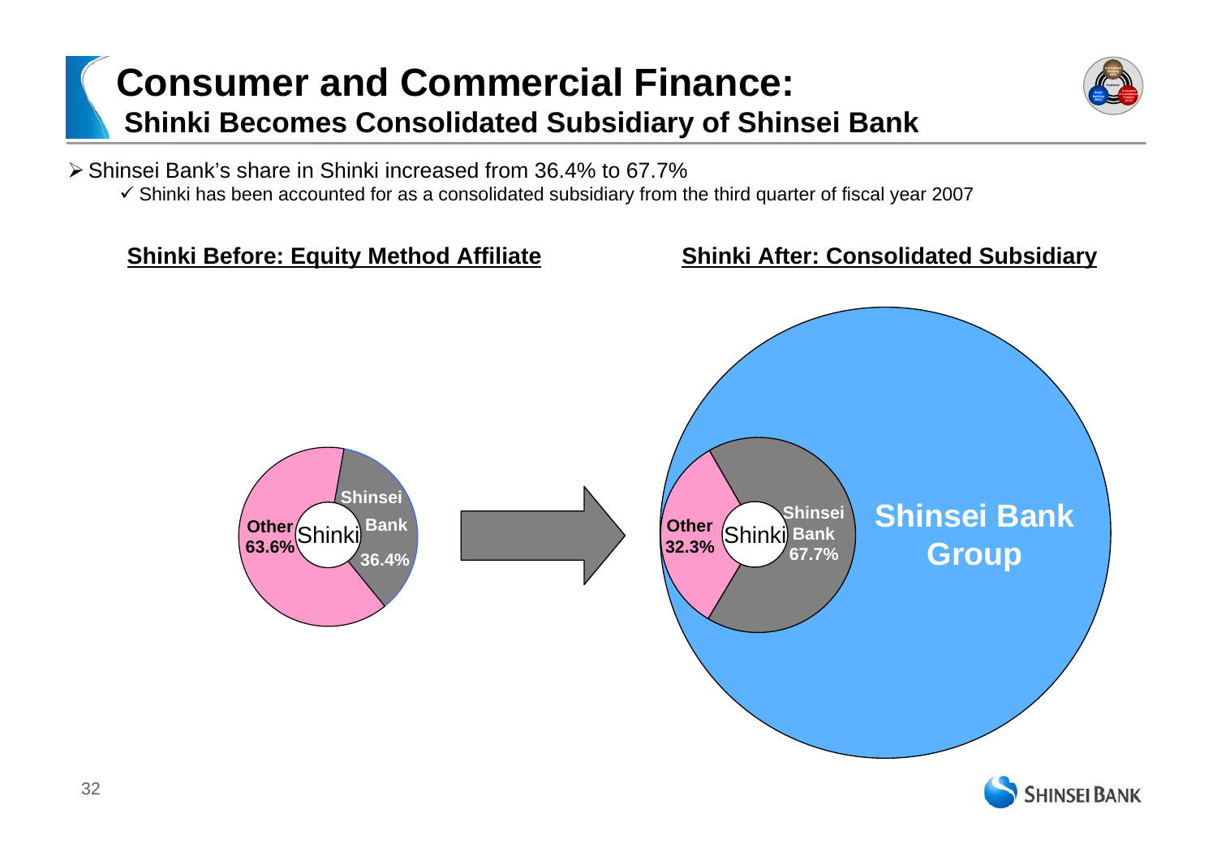# Consumer and Commercial Finance:
## Shinki Becomes Consolidated Subsidiary of Shinsei Bank

- Shinsei Bank's share in Shinki increased from 36.4% to 67.7%
  - ✓ Shinki has been accounted for as a consolidated subsidiary from the third quarter of fiscal year 2007

**Shinki Before: Equity Method Affiliate**

Shinki
- Other 63.6%
- Shinsei Bank 36.4%

**Shinki After: Consolidated Subsidiary**

Shinsei Bank Group

Shinki
- Other 32.3%
- Shinsei Bank 67.7%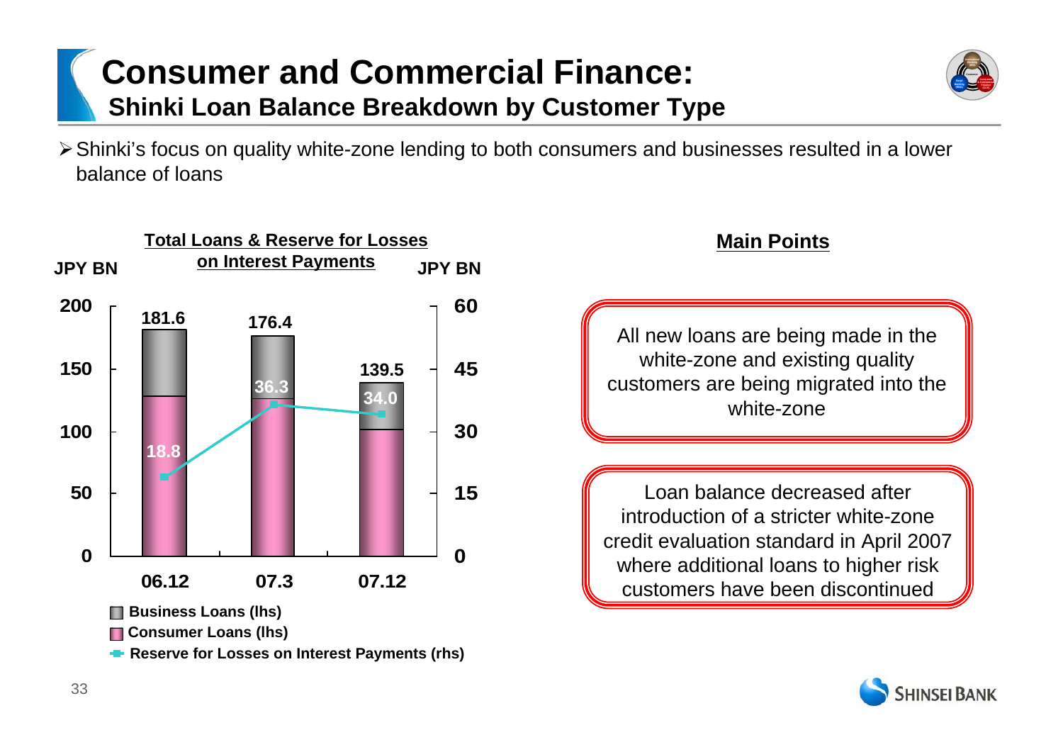# Consumer and Commercial Finance:
## Shinki Loan Balance Breakdown by Customer Type

- Shinki's focus on quality white-zone lending to both consumers and businesses resulted in a lower balance of loans

**Total Loans & Reserve for Losses on Interest Payments**

| | 06.12 | 07.3 | 07.12 |
|---|---|---|---|
| Total Loans (JPY BN, lhs) | 181.6 | 176.4 | 139.5 |
| Reserve for Losses on Interest Payments (JPY BN, rhs) | 18.8 | 36.3 | 34.0 |

Business Loans (lhs)
Consumer Loans (lhs)
Reserve for Losses on Interest Payments (rhs)

**Main Points**

All new loans are being made in the white-zone and existing quality customers are being migrated into the white-zone

Loan balance decreased after introduction of a stricter white-zone credit evaluation standard in April 2007 where additional loans to higher risk customers have been discontinued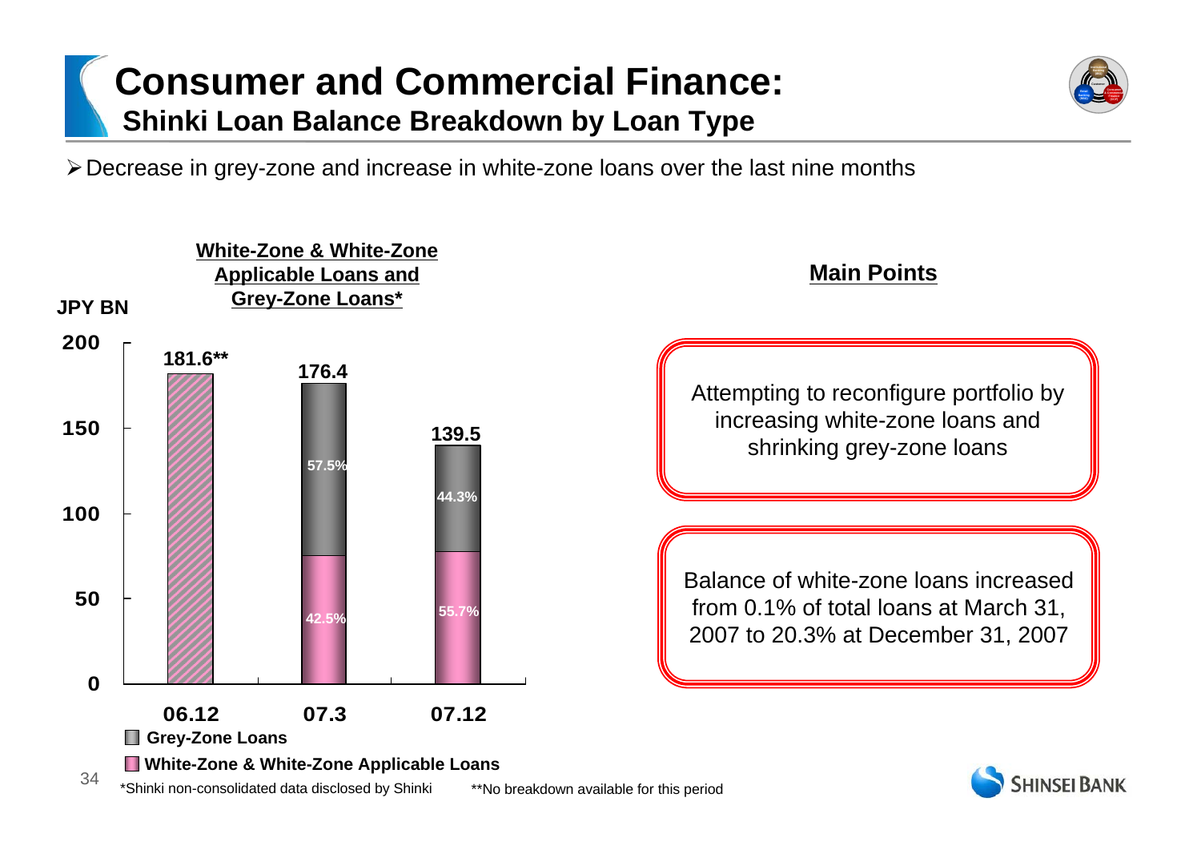# Consumer and Commercial Finance:

## Shinki Loan Balance Breakdown by Loan Type

- Decrease in grey-zone and increase in white-zone loans over the last nine months

**White-Zone & White-Zone Applicable Loans and Grey-Zone Loans***

JPY BN

| | 06.12 | 07.3 | 07.12 |
|---|---|---|---|
| Total | 181.6** | 176.4 | 139.5 |
| Grey-Zone Loans | | 57.5% | 44.3% |
| White-Zone & White-Zone Applicable Loans | | 42.5% | 55.7% |

*Shinki non-consolidated data disclosed by Shinki

**No breakdown available for this period

**Main Points**

Attempting to reconfigure portfolio by increasing white-zone loans and shrinking grey-zone loans

Balance of white-zone loans increased from 0.1% of total loans at March 31, 2007 to 20.3% at December 31, 2007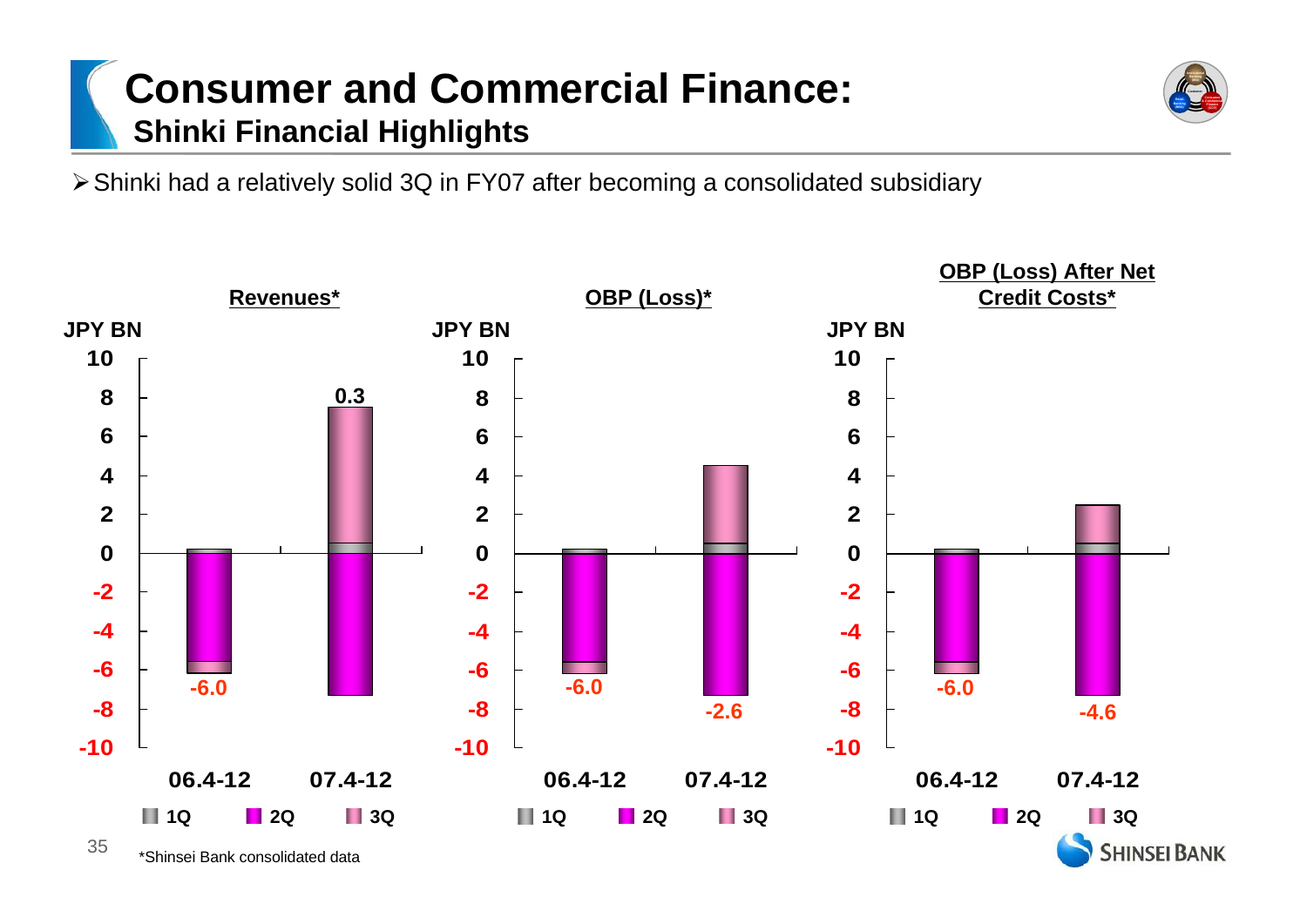# Consumer and Commercial Finance:

## Shinki Financial Highlights

- Shinki had a relatively solid 3Q in FY07 after becoming a consolidated subsidiary

**Revenues***

JPY BN

| | 06.4-12 | 07.4-12 |
|---|---|---|
| Total | -6.0 | 0.3 |

**OBP (Loss)***

JPY BN

| | 06.4-12 | 07.4-12 |
|---|---|---|
| Total | -6.0 | -2.6 |

**OBP (Loss) After Net Credit Costs***

JPY BN

| | 06.4-12 | 07.4-12 |
|---|---|---|
| Total | -6.0 | -4.6 |

Legend: 1Q, 2Q, 3Q

*Shinsei Bank consolidated data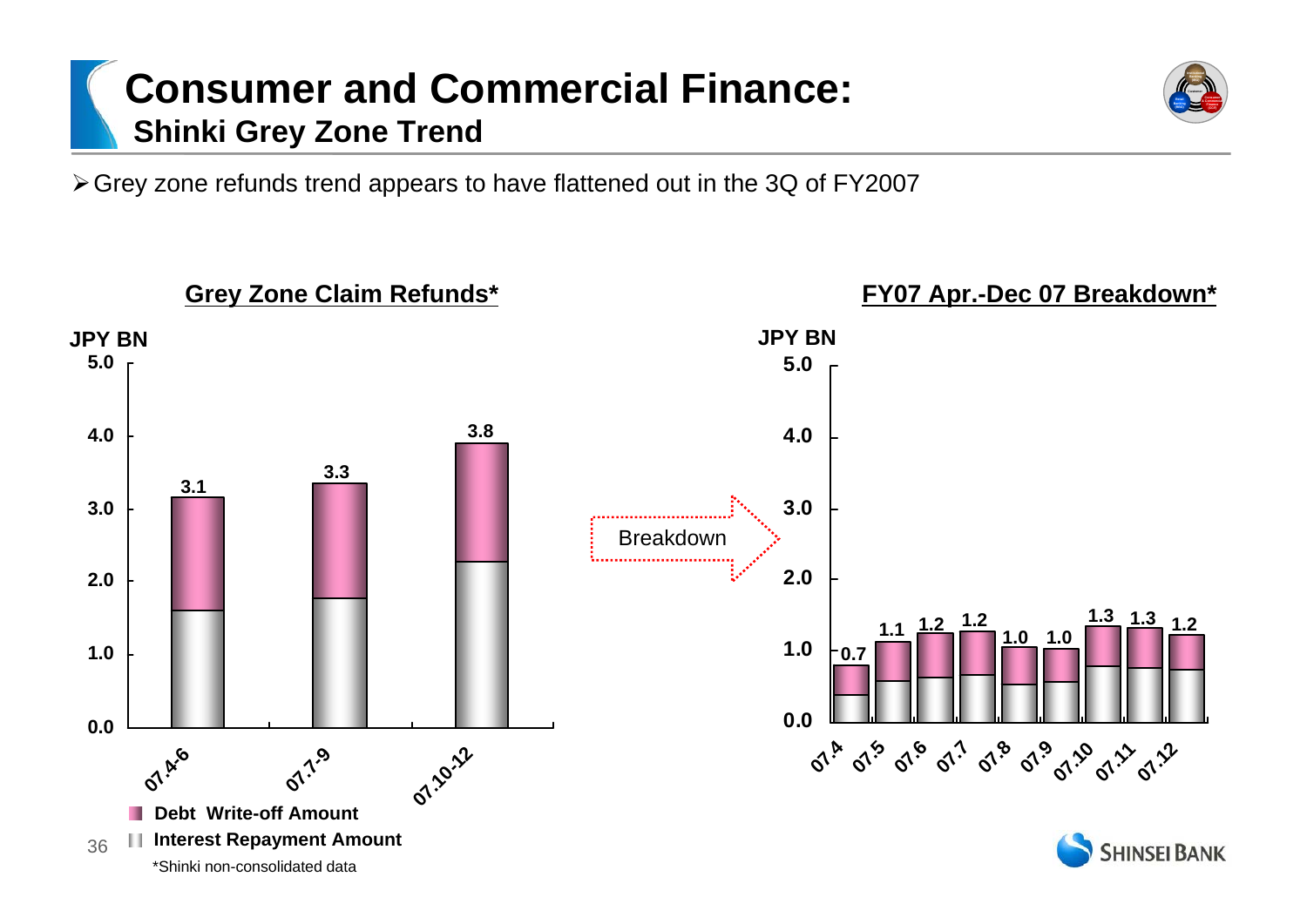# Consumer and Commercial Finance:

## Shinki Grey Zone Trend

- Grey zone refunds trend appears to have flattened out in the 3Q of FY2007

**Grey Zone Claim Refunds***

JPY BN

| Period | Total |
|---|---|
| 07.4-6 | 3.1 |
| 07.7-9 | 3.3 |
| 07.10-12 | 3.8 |

Breakdown

**FY07 Apr.-Dec 07 Breakdown***

JPY BN

| Month | Total |
|---|---|
| 07.4 | 0.7 |
| 07.5 | 1.1 |
| 07.6 | 1.2 |
| 07.7 | 1.2 |
| 07.8 | 1.0 |
| 07.9 | 1.0 |
| 07.10 | 1.3 |
| 07.11 | 1.3 |
| 07.12 | 1.2 |

- Debt Write-off Amount
- Interest Repayment Amount

*Shinki non-consolidated data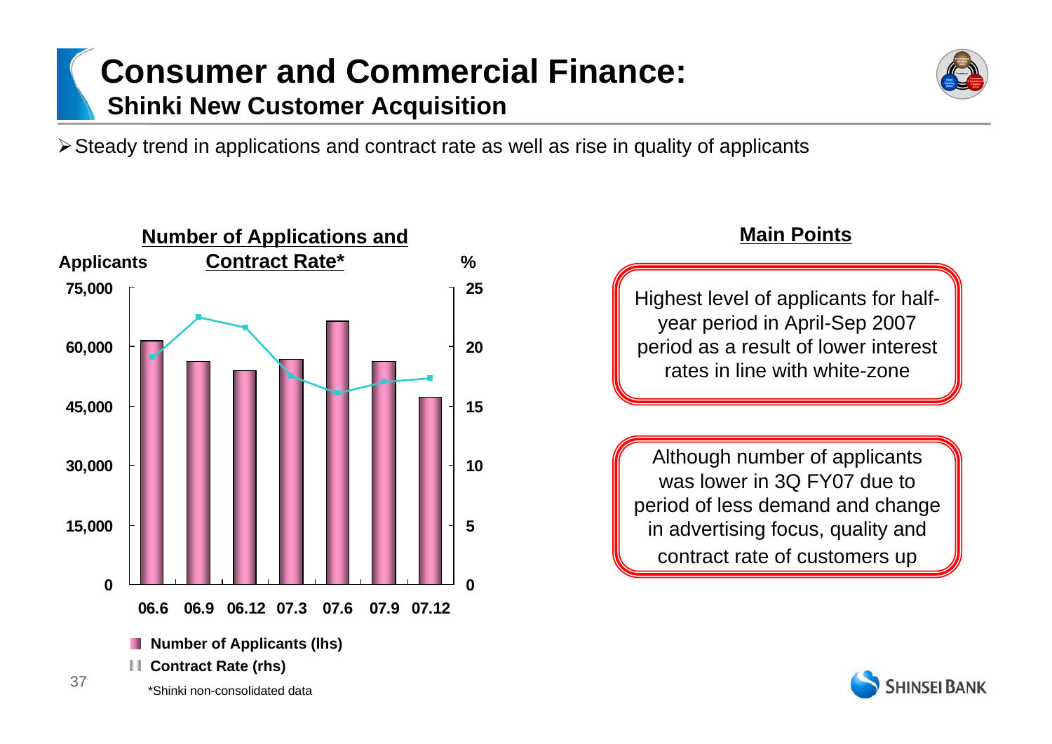# Consumer and Commercial Finance:

## Shinki New Customer Acquisition

- Steady trend in applications and contract rate as well as rise in quality of applicants

**Number of Applications and Contract Rate***

Applicants | %

75,000 | 25
60,000 | 20
45,000 | 15
30,000 | 10
15,000 | 5
0 | 0

06.6 06.9 06.12 07.3 07.6 07.9 07.12

Number of Applicants (lhs)
Contract Rate (rhs)

*Shinki non-consolidated data

**Main Points**

Highest level of applicants for half-year period in April-Sep 2007 period as a result of lower interest rates in line with white-zone

Although number of applicants was lower in 3Q FY07 due to period of less demand and change in advertising focus, quality and contract rate of customers up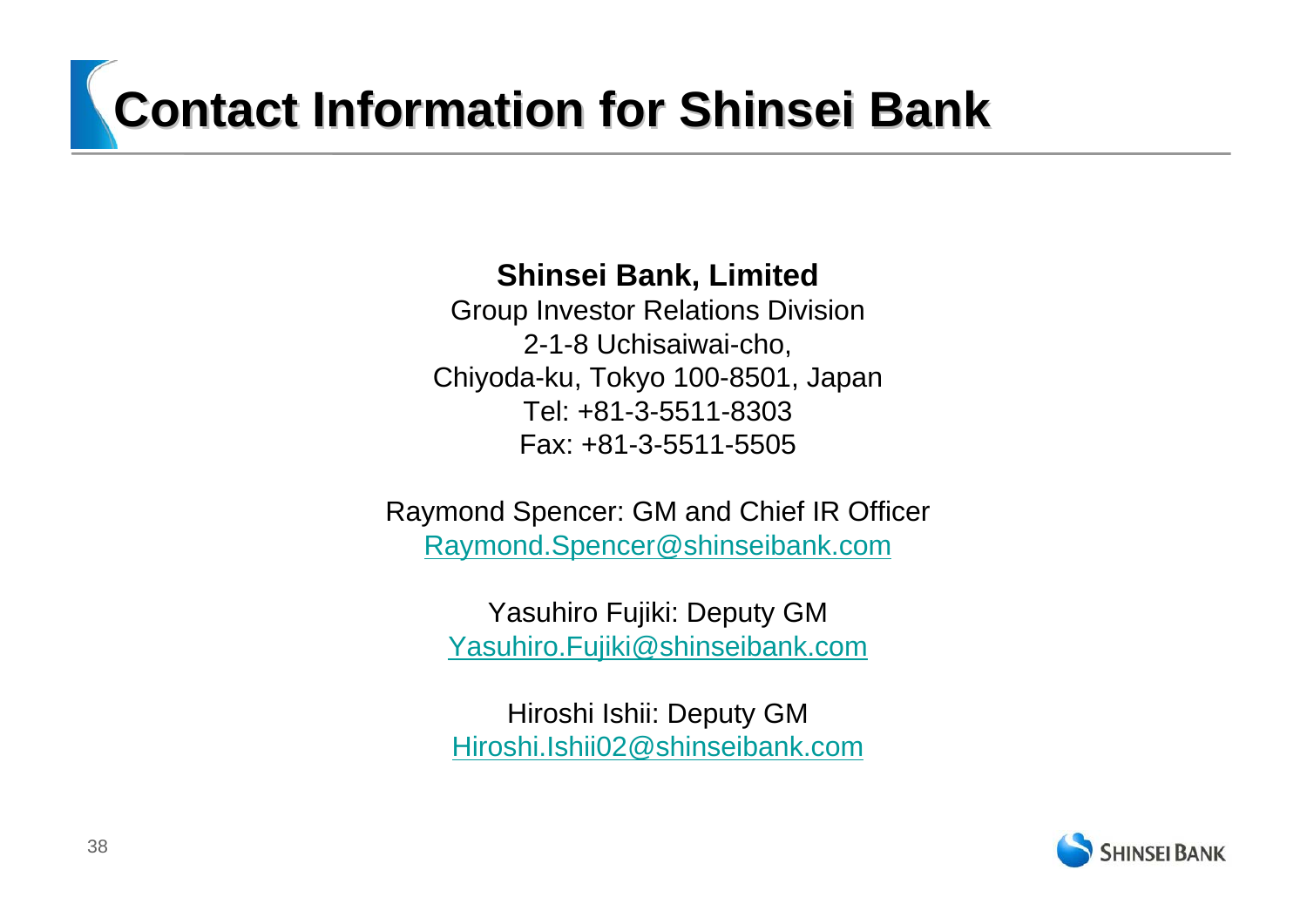# Contact Information for Shinsei Bank

**Shinsei Bank, Limited**
Group Investor Relations Division
2-1-8 Uchisaiwai-cho,
Chiyoda-ku, Tokyo 100-8501, Japan
Tel: +81-3-5511-8303
Fax: +81-3-5511-5505

Raymond Spencer: GM and Chief IR Officer
Raymond.Spencer@shinseibank.com

Yasuhiro Fujiki: Deputy GM
Yasuhiro.Fujiki@shinseibank.com

Hiroshi Ishii: Deputy GM
Hiroshi.Ishii02@shinseibank.com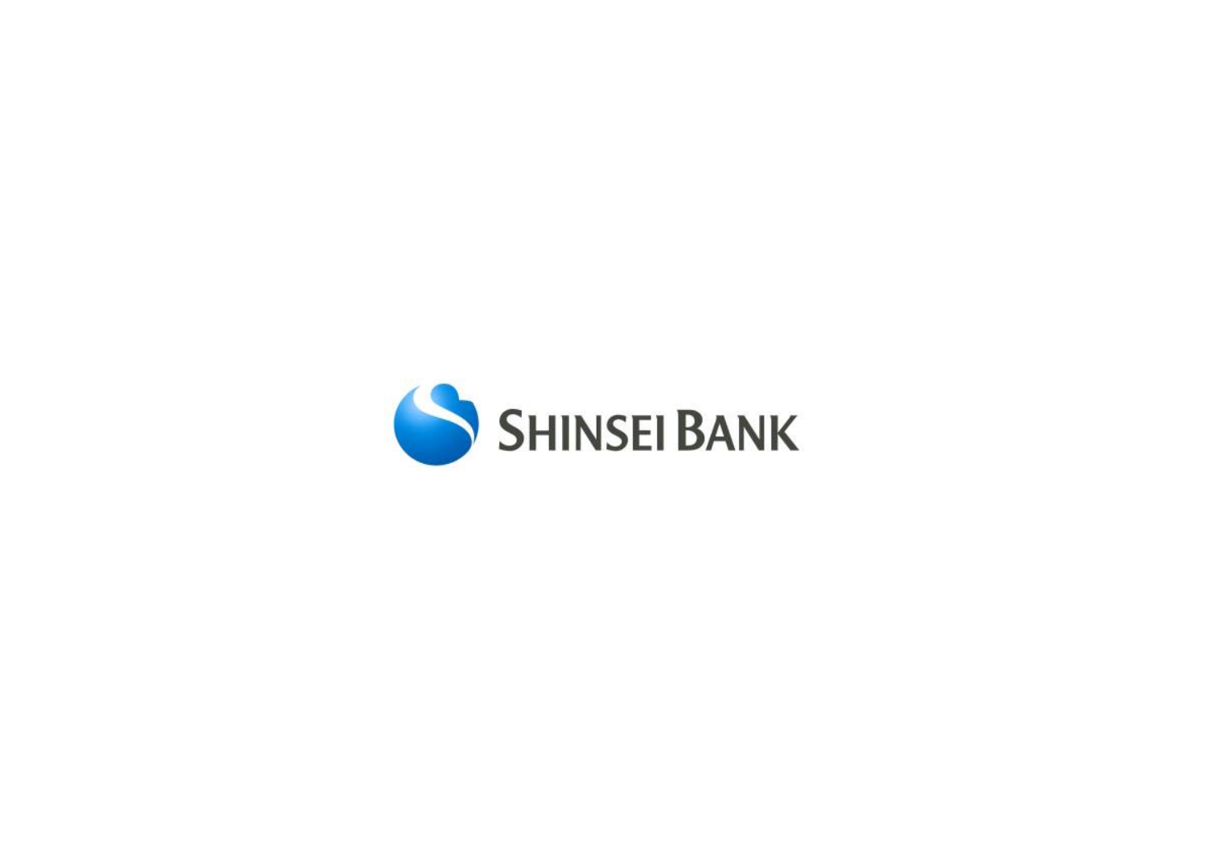SHINSEI BANK